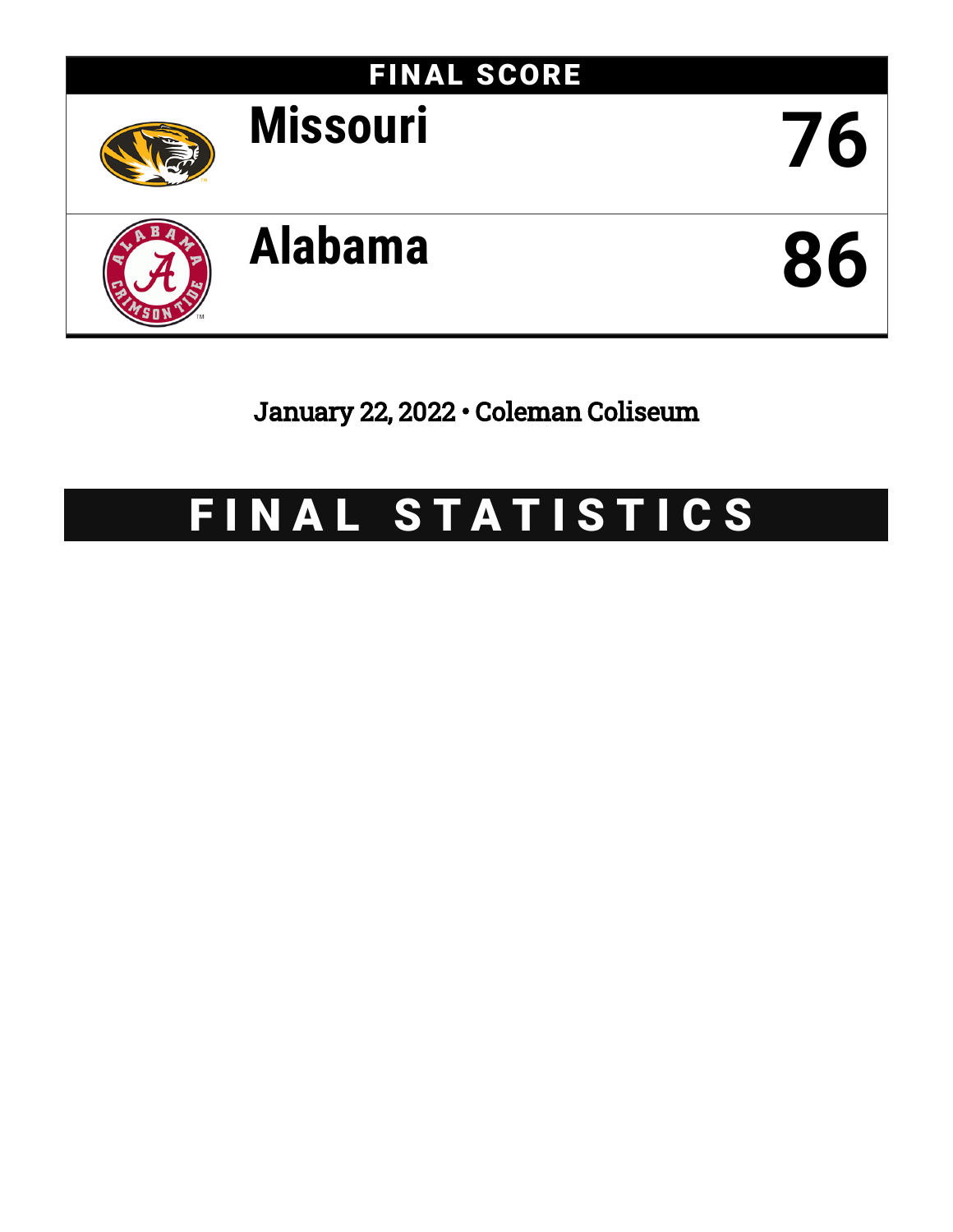# FINAL SCORE

| Team | Score |
| --- | --- |
| Missouri | 76 |
| Alabama | 86 |

January 22, 2022 • Coleman Coliseum

# FINAL STATISTICS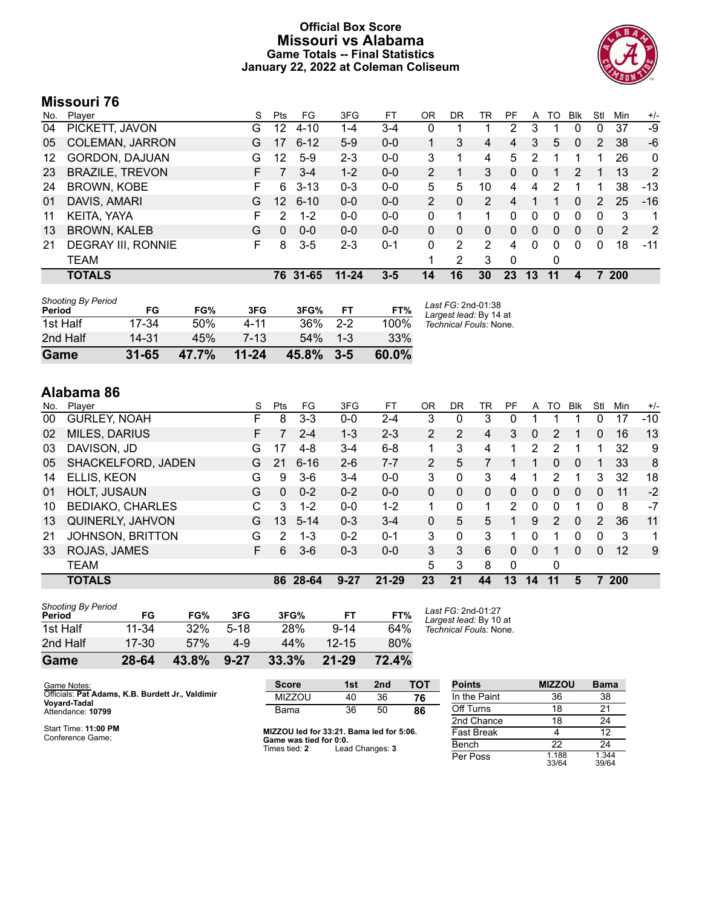# Official Box Score
## Missouri vs Alabama
### Game Totals -- Final Statistics
### January 22, 2022 at Coleman Coliseum

## Missouri 76

| No. | Player | S | Pts | FG | 3FG | FT | OR | DR | TR | PF | A | TO | Blk | Stl | Min | +/- |
|---|---|---|---|---|---|---|---|---|---|---|---|---|---|---|---|---|
| 04 | PICKETT, JAVON | G | 12 | 4-10 | 1-4 | 3-4 | 0 | 1 | 1 | 2 | 3 | 1 | 0 | 0 | 37 | -9 |
| 05 | COLEMAN, JARRON | G | 17 | 6-12 | 5-9 | 0-0 | 1 | 3 | 4 | 4 | 3 | 5 | 0 | 2 | 38 | -6 |
| 12 | GORDON, DAJUAN | G | 12 | 5-9 | 2-3 | 0-0 | 3 | 1 | 4 | 5 | 2 | 1 | 1 | 1 | 26 | 0 |
| 23 | BRAZILE, TREVON | F | 7 | 3-4 | 1-2 | 0-0 | 2 | 1 | 3 | 0 | 0 | 1 | 2 | 1 | 13 | 2 |
| 24 | BROWN, KOBE | F | 6 | 3-13 | 0-3 | 0-0 | 5 | 5 | 10 | 4 | 4 | 2 | 1 | 1 | 38 | -13 |
| 01 | DAVIS, AMARI | G | 12 | 6-10 | 0-0 | 0-0 | 2 | 0 | 2 | 4 | 1 | 1 | 0 | 2 | 25 | -16 |
| 11 | KEITA, YAYA | F | 2 | 1-2 | 0-0 | 0-0 | 0 | 1 | 1 | 0 | 0 | 0 | 0 | 0 | 3 | 1 |
| 13 | BROWN, KALEB | G | 0 | 0-0 | 0-0 | 0-0 | 0 | 0 | 0 | 0 | 0 | 0 | 0 | 0 | 2 | 2 |
| 21 | DEGRAY III, RONNIE | F | 8 | 3-5 | 2-3 | 0-1 | 0 | 2 | 2 | 4 | 0 | 0 | 0 | 0 | 18 | -11 |
| | TEAM | | | | | | 1 | 2 | 3 | 0 | | 0 | | | | |
| | **TOTALS** | | **76** | **31-65** | **11-24** | **3-5** | **14** | **16** | **30** | **23** | **13** | **11** | **4** | **7** | **200** | |

*Shooting By Period*

| Period | FG | FG% | 3FG | 3FG% | FT | FT% |
|---|---|---|---|---|---|---|
| 1st Half | 17-34 | 50% | 4-11 | 36% | 2-2 | 100% |
| 2nd Half | 14-31 | 45% | 7-13 | 54% | 1-3 | 33% |
| **Game** | **31-65** | **47.7%** | **11-24** | **45.8%** | **3-5** | **60.0%** |

*Last FG:* 2nd-01:38
*Largest lead:* By 14 at
*Technical Fouls:* None.

## Alabama 86

| No. | Player | S | Pts | FG | 3FG | FT | OR | DR | TR | PF | A | TO | Blk | Stl | Min | +/- |
|---|---|---|---|---|---|---|---|---|---|---|---|---|---|---|---|---|
| 00 | GURLEY, NOAH | F | 8 | 3-3 | 0-0 | 2-4 | 3 | 0 | 3 | 0 | 1 | 1 | 1 | 0 | 17 | -10 |
| 02 | MILES, DARIUS | F | 7 | 2-4 | 1-3 | 2-3 | 2 | 2 | 4 | 3 | 0 | 2 | 1 | 0 | 16 | 13 |
| 03 | DAVISON, JD | G | 17 | 4-8 | 3-4 | 6-8 | 1 | 3 | 4 | 1 | 2 | 2 | 1 | 1 | 32 | 9 |
| 05 | SHACKELFORD, JADEN | G | 21 | 6-16 | 2-6 | 7-7 | 2 | 5 | 7 | 1 | 1 | 0 | 0 | 1 | 33 | 8 |
| 14 | ELLIS, KEON | G | 9 | 3-6 | 3-4 | 0-0 | 3 | 0 | 3 | 4 | 1 | 2 | 1 | 3 | 32 | 18 |
| 01 | HOLT, JUSAUN | G | 0 | 0-2 | 0-2 | 0-0 | 0 | 0 | 0 | 0 | 0 | 0 | 0 | 0 | 11 | -2 |
| 10 | BEDIAKO, CHARLES | C | 3 | 1-2 | 0-0 | 1-2 | 1 | 0 | 1 | 2 | 0 | 0 | 1 | 0 | 8 | -7 |
| 13 | QUINERLY, JAHVON | G | 13 | 5-14 | 0-3 | 3-4 | 0 | 5 | 5 | 1 | 9 | 2 | 0 | 2 | 36 | 11 |
| 21 | JOHNSON, BRITTON | G | 2 | 1-3 | 0-2 | 0-1 | 3 | 0 | 3 | 1 | 0 | 1 | 0 | 0 | 3 | 1 |
| 33 | ROJAS, JAMES | F | 6 | 3-6 | 0-3 | 0-0 | 3 | 3 | 6 | 0 | 0 | 1 | 0 | 0 | 12 | 9 |
| | TEAM | | | | | | 5 | 3 | 8 | 0 | | 0 | | | | |
| | **TOTALS** | | **86** | **28-64** | **9-27** | **21-29** | **23** | **21** | **44** | **13** | **14** | **11** | **5** | **7** | **200** | |

*Shooting By Period*

| Period | FG | FG% | 3FG | 3FG% | FT | FT% |
|---|---|---|---|---|---|---|
| 1st Half | 11-34 | 32% | 5-18 | 28% | 9-14 | 64% |
| 2nd Half | 17-30 | 57% | 4-9 | 44% | 12-15 | 80% |
| **Game** | **28-64** | **43.8%** | **9-27** | **33.3%** | **21-29** | **72.4%** |

*Last FG:* 2nd-01:27
*Largest lead:* By 10 at
*Technical Fouls:* None.

Game Notes:
Officials: **Pat Adams, K.B. Burdett Jr., Valdimir Voyard-Tadal**
Attendance: **10799**

Start Time: **11:00 PM**
Conference Game;

| Score | 1st | 2nd | TOT |
|---|---|---|---|
| MIZZOU | 40 | 36 | **76** |
| Bama | 36 | 50 | **86** |

**MIZZOU led for 33:21. Bama led for 5:06.**
**Game was tied for 0:0.**
Times tied: **2** Lead Changes: **3**

| Points | MIZZOU | Bama |
|---|---|---|
| In the Paint | 36 | 38 |
| Off Turns | 18 | 21 |
| 2nd Chance | 18 | 24 |
| Fast Break | 4 | 12 |
| Bench | 22 | 24 |
| Per Poss | 1.188 33/64 | 1.344 39/64 |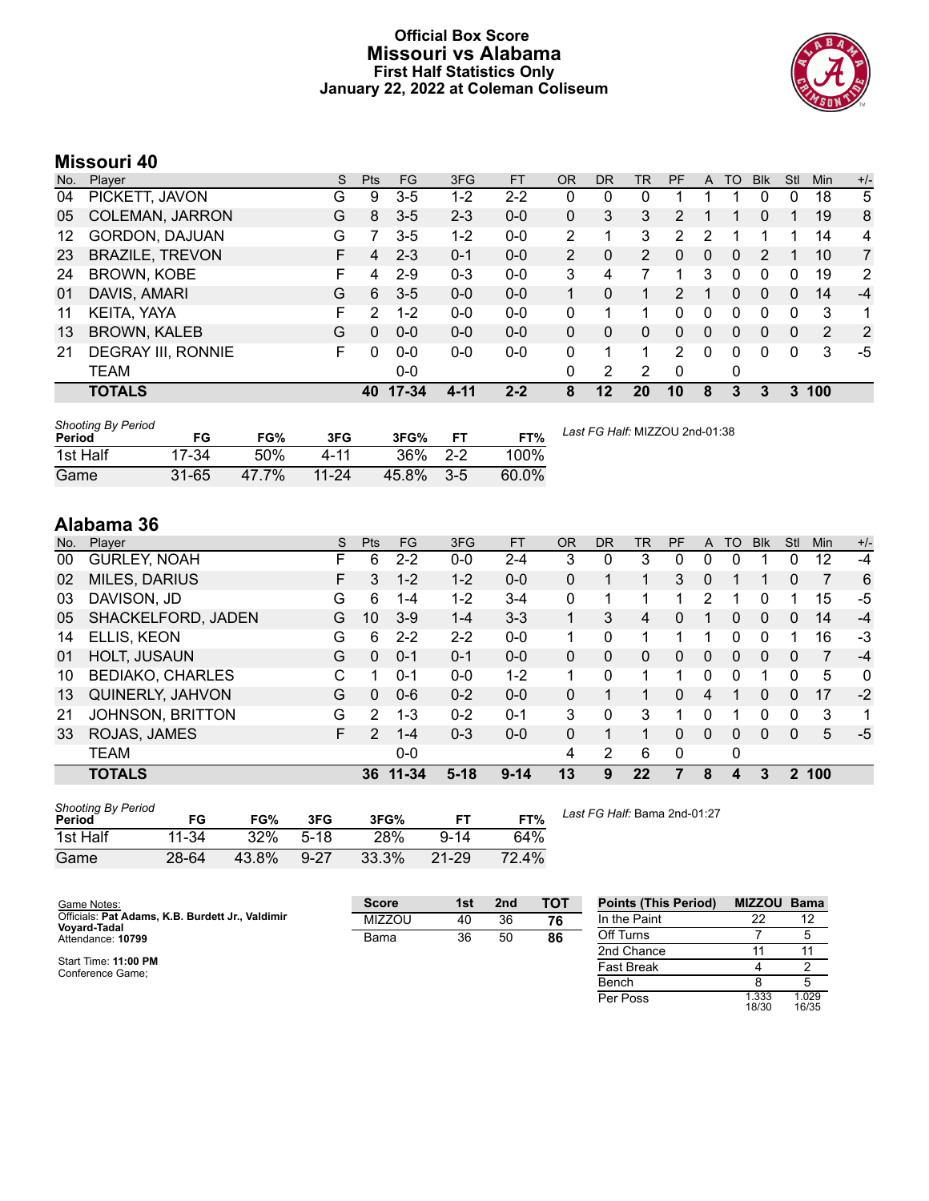# Official Box Score
## Missouri vs Alabama
### First Half Statistics Only
### January 22, 2022 at Coleman Coliseum

## Missouri 40

| No. | Player | S | Pts | FG | 3FG | FT | OR | DR | TR | PF | A | TO | Blk | Stl | Min | +/- |
|---|---|---|---|---|---|---|---|---|---|---|---|---|---|---|---|---|
| 04 | PICKETT, JAVON | G | 9 | 3-5 | 1-2 | 2-2 | 0 | 0 | 0 | 1 | 1 | 1 | 0 | 0 | 18 | 5 |
| 05 | COLEMAN, JARRON | G | 8 | 3-5 | 2-3 | 0-0 | 0 | 3 | 3 | 2 | 1 | 1 | 0 | 1 | 19 | 8 |
| 12 | GORDON, DAJUAN | G | 7 | 3-5 | 1-2 | 0-0 | 2 | 1 | 3 | 2 | 2 | 1 | 1 | 1 | 14 | 4 |
| 23 | BRAZILE, TREVON | F | 4 | 2-3 | 0-1 | 0-0 | 2 | 0 | 2 | 0 | 0 | 0 | 2 | 1 | 10 | 7 |
| 24 | BROWN, KOBE | F | 4 | 2-9 | 0-3 | 0-0 | 3 | 4 | 7 | 1 | 3 | 0 | 0 | 0 | 19 | 2 |
| 01 | DAVIS, AMARI | G | 6 | 3-5 | 0-0 | 0-0 | 1 | 0 | 1 | 2 | 1 | 0 | 0 | 0 | 14 | -4 |
| 11 | KEITA, YAYA | F | 2 | 1-2 | 0-0 | 0-0 | 0 | 1 | 1 | 0 | 0 | 0 | 0 | 0 | 3 | 1 |
| 13 | BROWN, KALEB | G | 0 | 0-0 | 0-0 | 0-0 | 0 | 0 | 0 | 0 | 0 | 0 | 0 | 0 | 2 | 2 |
| 21 | DEGRAY III, RONNIE | F | 0 | 0-0 | 0-0 | 0-0 | 0 | 1 | 1 | 2 | 0 | 0 | 0 | 0 | 3 | -5 |
| | TEAM | | | 0-0 | | | 0 | 2 | 2 | 0 | | 0 | | | | |
| | **TOTALS** | | **40** | **17-34** | **4-11** | **2-2** | **8** | **12** | **20** | **10** | **8** | **3** | **3** | **3** | **100** | |

*Shooting By Period*

| Period | FG | FG% | 3FG | 3FG% | FT | FT% |
|---|---|---|---|---|---|---|
| 1st Half | 17-34 | 50% | 4-11 | 36% | 2-2 | 100% |
| Game | 31-65 | 47.7% | 11-24 | 45.8% | 3-5 | 60.0% |

*Last FG Half:* MIZZOU 2nd-01:38

## Alabama 36

| No. | Player | S | Pts | FG | 3FG | FT | OR | DR | TR | PF | A | TO | Blk | Stl | Min | +/- |
|---|---|---|---|---|---|---|---|---|---|---|---|---|---|---|---|---|
| 00 | GURLEY, NOAH | F | 6 | 2-2 | 0-0 | 2-4 | 3 | 0 | 3 | 0 | 0 | 0 | 1 | 0 | 12 | -4 |
| 02 | MILES, DARIUS | F | 3 | 1-2 | 1-2 | 0-0 | 0 | 1 | 1 | 3 | 0 | 1 | 1 | 0 | 7 | 6 |
| 03 | DAVISON, JD | G | 6 | 1-4 | 1-2 | 3-4 | 0 | 1 | 1 | 1 | 2 | 1 | 0 | 1 | 15 | -5 |
| 05 | SHACKELFORD, JADEN | G | 10 | 3-9 | 1-4 | 3-3 | 1 | 3 | 4 | 0 | 1 | 0 | 0 | 0 | 14 | -4 |
| 14 | ELLIS, KEON | G | 6 | 2-2 | 2-2 | 0-0 | 1 | 0 | 1 | 1 | 1 | 0 | 0 | 1 | 16 | -3 |
| 01 | HOLT, JUSAUN | G | 0 | 0-1 | 0-1 | 0-0 | 0 | 0 | 0 | 0 | 0 | 0 | 0 | 0 | 7 | -4 |
| 10 | BEDIAKO, CHARLES | C | 1 | 0-1 | 0-0 | 1-2 | 1 | 0 | 1 | 1 | 0 | 0 | 1 | 0 | 5 | 0 |
| 13 | QUINERLY, JAHVON | G | 0 | 0-6 | 0-2 | 0-0 | 0 | 1 | 1 | 0 | 4 | 1 | 0 | 0 | 17 | -2 |
| 21 | JOHNSON, BRITTON | G | 2 | 1-3 | 0-2 | 0-1 | 3 | 0 | 3 | 1 | 0 | 1 | 0 | 0 | 3 | 1 |
| 33 | ROJAS, JAMES | F | 2 | 1-4 | 0-3 | 0-0 | 0 | 1 | 1 | 0 | 0 | 0 | 0 | 0 | 5 | -5 |
| | TEAM | | | 0-0 | | | 4 | 2 | 6 | 0 | | 0 | | | | |
| | **TOTALS** | | **36** | **11-34** | **5-18** | **9-14** | **13** | **9** | **22** | **7** | **8** | **4** | **3** | **2** | **100** | |

*Shooting By Period*

| Period | FG | FG% | 3FG | 3FG% | FT | FT% |
|---|---|---|---|---|---|---|
| 1st Half | 11-34 | 32% | 5-18 | 28% | 9-14 | 64% |
| Game | 28-64 | 43.8% | 9-27 | 33.3% | 21-29 | 72.4% |

*Last FG Half:* Bama 2nd-01:27

Game Notes:
Officials: **Pat Adams, K.B. Burdett Jr., Valdimir Voyard-Tadal**
Attendance: **10799**

Start Time: **11:00 PM**
Conference Game;

| Score | 1st | 2nd | TOT |
|---|---|---|---|
| MIZZOU | 40 | 36 | **76** |
| Bama | 36 | 50 | **86** |

| Points (This Period) | MIZZOU | Bama |
|---|---|---|
| In the Paint | 22 | 12 |
| Off Turns | 7 | 5 |
| 2nd Chance | 11 | 11 |
| Fast Break | 4 | 2 |
| Bench | 8 | 5 |
| Per Poss | 1.333 18/30 | 1.029 16/35 |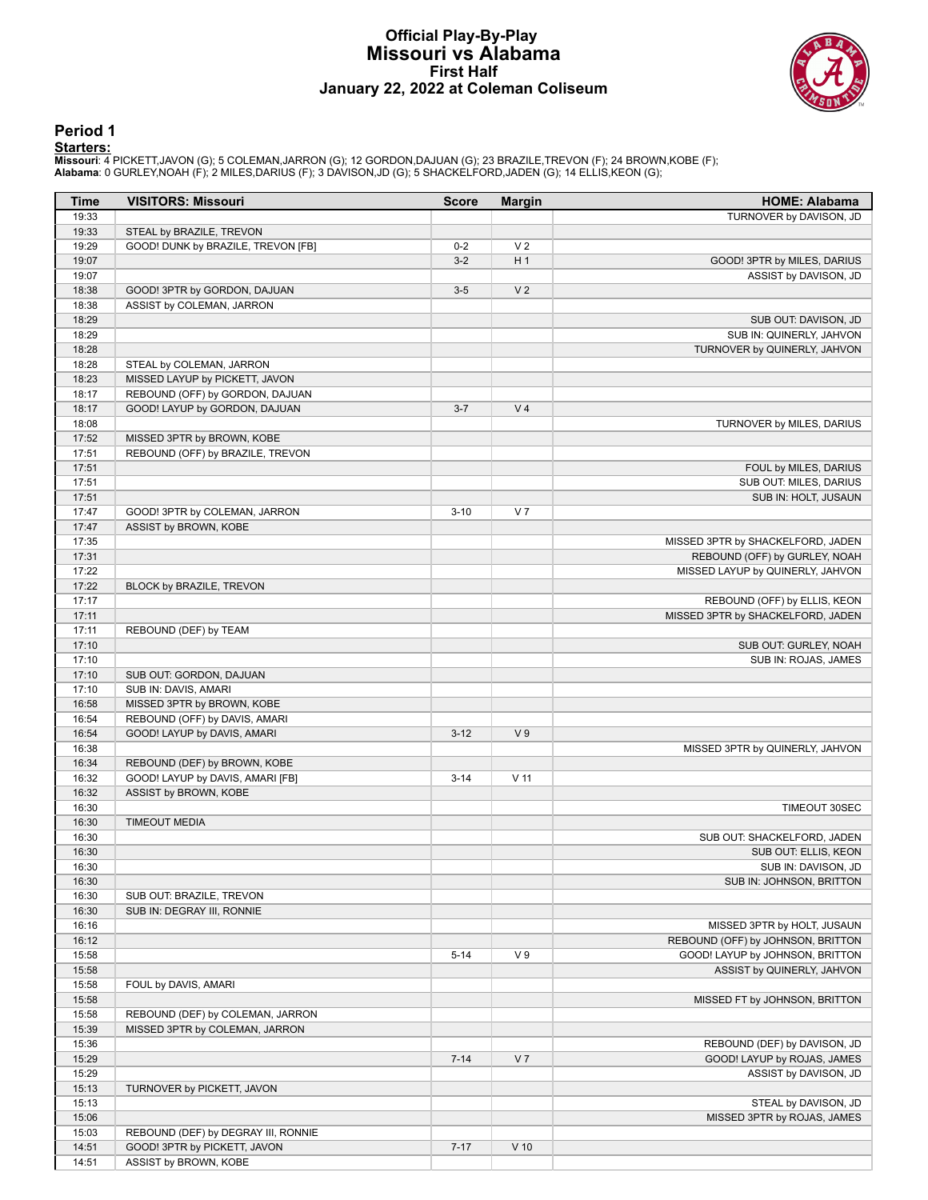# Official Play-By-Play
## Missouri vs Alabama
### First Half
### January 22, 2022 at Coleman Coliseum

## Period 1

**Starters:**

**Missouri**: 4 PICKETT,JAVON (G); 5 COLEMAN,JARRON (G); 12 GORDON,DAJUAN (G); 23 BRAZILE,TREVON (F); 24 BROWN,KOBE (F);
**Alabama**: 0 GURLEY,NOAH (F); 2 MILES,DARIUS (F); 3 DAVISON,JD (G); 5 SHACKELFORD,JADEN (G); 14 ELLIS,KEON (G);

| Time | VISITORS: Missouri | Score | Margin | HOME: Alabama |
|---|---|---|---|---|
| 19:33 | | | | TURNOVER by DAVISON, JD |
| 19:33 | STEAL by BRAZILE, TREVON | | | |
| 19:29 | GOOD! DUNK by BRAZILE, TREVON [FB] | 0-2 | V 2 | |
| 19:07 | | 3-2 | H 1 | GOOD! 3PTR by MILES, DARIUS |
| 19:07 | | | | ASSIST by DAVISON, JD |
| 18:38 | GOOD! 3PTR by GORDON, DAJUAN | 3-5 | V 2 | |
| 18:38 | ASSIST by COLEMAN, JARRON | | | |
| 18:29 | | | | SUB OUT: DAVISON, JD |
| 18:29 | | | | SUB IN: QUINERLY, JAHVON |
| 18:28 | | | | TURNOVER by QUINERLY, JAHVON |
| 18:28 | STEAL by COLEMAN, JARRON | | | |
| 18:23 | MISSED LAYUP by PICKETT, JAVON | | | |
| 18:17 | REBOUND (OFF) by GORDON, DAJUAN | | | |
| 18:17 | GOOD! LAYUP by GORDON, DAJUAN | 3-7 | V 4 | |
| 18:08 | | | | TURNOVER by MILES, DARIUS |
| 17:52 | MISSED 3PTR by BROWN, KOBE | | | |
| 17:51 | REBOUND (OFF) by BRAZILE, TREVON | | | |
| 17:51 | | | | FOUL by MILES, DARIUS |
| 17:51 | | | | SUB OUT: MILES, DARIUS |
| 17:51 | | | | SUB IN: HOLT, JUSAUN |
| 17:47 | GOOD! 3PTR by COLEMAN, JARRON | 3-10 | V 7 | |
| 17:47 | ASSIST by BROWN, KOBE | | | |
| 17:35 | | | | MISSED 3PTR by SHACKELFORD, JADEN |
| 17:31 | | | | REBOUND (OFF) by GURLEY, NOAH |
| 17:22 | | | | MISSED LAYUP by QUINERLY, JAHVON |
| 17:22 | BLOCK by BRAZILE, TREVON | | | |
| 17:17 | | | | REBOUND (OFF) by ELLIS, KEON |
| 17:11 | | | | MISSED 3PTR by SHACKELFORD, JADEN |
| 17:11 | REBOUND (DEF) by TEAM | | | |
| 17:10 | | | | SUB OUT: GURLEY, NOAH |
| 17:10 | | | | SUB IN: ROJAS, JAMES |
| 17:10 | SUB OUT: GORDON, DAJUAN | | | |
| 17:10 | SUB IN: DAVIS, AMARI | | | |
| 16:58 | MISSED 3PTR by BROWN, KOBE | | | |
| 16:54 | REBOUND (OFF) by DAVIS, AMARI | | | |
| 16:54 | GOOD! LAYUP by DAVIS, AMARI | 3-12 | V 9 | |
| 16:38 | | | | MISSED 3PTR by QUINERLY, JAHVON |
| 16:34 | REBOUND (DEF) by BROWN, KOBE | | | |
| 16:32 | GOOD! LAYUP by DAVIS, AMARI [FB] | 3-14 | V 11 | |
| 16:32 | ASSIST by BROWN, KOBE | | | |
| 16:30 | | | | TIMEOUT 30SEC |
| 16:30 | TIMEOUT MEDIA | | | |
| 16:30 | | | | SUB OUT: SHACKELFORD, JADEN |
| 16:30 | | | | SUB OUT: ELLIS, KEON |
| 16:30 | | | | SUB IN: DAVISON, JD |
| 16:30 | | | | SUB IN: JOHNSON, BRITTON |
| 16:30 | SUB OUT: BRAZILE, TREVON | | | |
| 16:30 | SUB IN: DEGRAY III, RONNIE | | | |
| 16:16 | | | | MISSED 3PTR by HOLT, JUSAUN |
| 16:12 | | | | REBOUND (OFF) by JOHNSON, BRITTON |
| 15:58 | | 5-14 | V 9 | GOOD! LAYUP by JOHNSON, BRITTON |
| 15:58 | | | | ASSIST by QUINERLY, JAHVON |
| 15:58 | FOUL by DAVIS, AMARI | | | |
| 15:58 | | | | MISSED FT by JOHNSON, BRITTON |
| 15:58 | REBOUND (DEF) by COLEMAN, JARRON | | | |
| 15:39 | MISSED 3PTR by COLEMAN, JARRON | | | |
| 15:36 | | | | REBOUND (DEF) by DAVISON, JD |
| 15:29 | | 7-14 | V 7 | GOOD! LAYUP by ROJAS, JAMES |
| 15:29 | | | | ASSIST by DAVISON, JD |
| 15:13 | TURNOVER by PICKETT, JAVON | | | |
| 15:13 | | | | STEAL by DAVISON, JD |
| 15:06 | | | | MISSED 3PTR by ROJAS, JAMES |
| 15:03 | REBOUND (DEF) by DEGRAY III, RONNIE | | | |
| 14:51 | GOOD! 3PTR by PICKETT, JAVON | 7-17 | V 10 | |
| 14:51 | ASSIST by BROWN, KOBE | | | |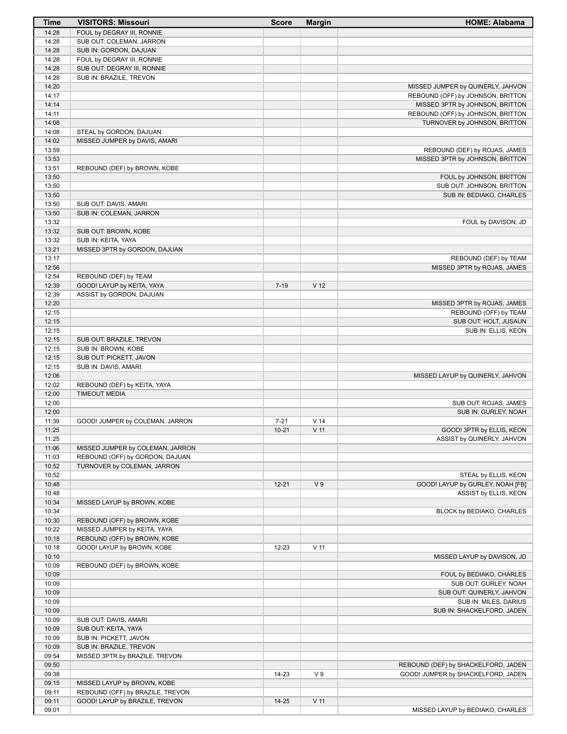| Time | VISITORS: Missouri | Score | Margin | HOME: Alabama |
|---|---|---|---|---|
| 14:28 | FOUL by DEGRAY III, RONNIE | | | |
| 14:28 | SUB OUT: COLEMAN, JARRON | | | |
| 14:28 | SUB IN: GORDON, DAJUAN | | | |
| 14:28 | FOUL by DEGRAY III, RONNIE | | | |
| 14:28 | SUB OUT: DEGRAY III, RONNIE | | | |
| 14:28 | SUB IN: BRAZILE, TREVON | | | |
| 14:20 | | | | MISSED JUMPER by QUINERLY, JAHVON |
| 14:17 | | | | REBOUND (OFF) by JOHNSON, BRITTON |
| 14:14 | | | | MISSED 3PTR by JOHNSON, BRITTON |
| 14:11 | | | | REBOUND (OFF) by JOHNSON, BRITTON |
| 14:08 | | | | TURNOVER by JOHNSON, BRITTON |
| 14:08 | STEAL by GORDON, DAJUAN | | | |
| 14:02 | MISSED JUMPER by DAVIS, AMARI | | | |
| 13:59 | | | | REBOUND (DEF) by ROJAS, JAMES |
| 13:53 | | | | MISSED 3PTR by JOHNSON, BRITTON |
| 13:51 | REBOUND (DEF) by BROWN, KOBE | | | |
| 13:50 | | | | FOUL by JOHNSON, BRITTON |
| 13:50 | | | | SUB OUT: JOHNSON, BRITTON |
| 13:50 | | | | SUB IN: BEDIAKO, CHARLES |
| 13:50 | SUB OUT: DAVIS, AMARI | | | |
| 13:50 | SUB IN: COLEMAN, JARRON | | | |
| 13:32 | | | | FOUL by DAVISON, JD |
| 13:32 | SUB OUT: BROWN, KOBE | | | |
| 13:32 | SUB IN: KEITA, YAYA | | | |
| 13:21 | MISSED 3PTR by GORDON, DAJUAN | | | |
| 13:17 | | | | REBOUND (DEF) by TEAM |
| 12:56 | | | | MISSED 3PTR by ROJAS, JAMES |
| 12:54 | REBOUND (DEF) by TEAM | | | |
| 12:39 | GOOD! LAYUP by KEITA, YAYA | 7-19 | V 12 | |
| 12:39 | ASSIST by GORDON, DAJUAN | | | |
| 12:20 | | | | MISSED 3PTR by ROJAS, JAMES |
| 12:15 | | | | REBOUND (OFF) by TEAM |
| 12:15 | | | | SUB OUT: HOLT, JUSAUN |
| 12:15 | | | | SUB IN: ELLIS, KEON |
| 12:15 | SUB OUT: BRAZILE, TREVON | | | |
| 12:15 | SUB IN: BROWN, KOBE | | | |
| 12:15 | SUB OUT: PICKETT, JAVON | | | |
| 12:15 | SUB IN: DAVIS, AMARI | | | |
| 12:06 | | | | MISSED LAYUP by QUINERLY, JAHVON |
| 12:02 | REBOUND (DEF) by KEITA, YAYA | | | |
| 12:00 | TIMEOUT MEDIA | | | |
| 12:00 | | | | SUB OUT: ROJAS, JAMES |
| 12:00 | | | | SUB IN: GURLEY, NOAH |
| 11:39 | GOOD! JUMPER by COLEMAN, JARRON | 7-21 | V 14 | |
| 11:25 | | 10-21 | V 11 | GOOD! 3PTR by ELLIS, KEON |
| 11:25 | | | | ASSIST by QUINERLY, JAHVON |
| 11:06 | MISSED JUMPER by COLEMAN, JARRON | | | |
| 11:03 | REBOUND (OFF) by GORDON, DAJUAN | | | |
| 10:52 | TURNOVER by COLEMAN, JARRON | | | |
| 10:52 | | | | STEAL by ELLIS, KEON |
| 10:48 | | 12-21 | V 9 | GOOD! LAYUP by GURLEY, NOAH [FB] |
| 10:48 | | | | ASSIST by ELLIS, KEON |
| 10:34 | MISSED LAYUP by BROWN, KOBE | | | |
| 10:34 | | | | BLOCK by BEDIAKO, CHARLES |
| 10:30 | REBOUND (OFF) by BROWN, KOBE | | | |
| 10:22 | MISSED JUMPER by KEITA, YAYA | | | |
| 10:18 | REBOUND (OFF) by BROWN, KOBE | | | |
| 10:18 | GOOD! LAYUP by BROWN, KOBE | 12-23 | V 11 | |
| 10:10 | | | | MISSED LAYUP by DAVISON, JD |
| 10:09 | REBOUND (DEF) by BROWN, KOBE | | | |
| 10:09 | | | | FOUL by BEDIAKO, CHARLES |
| 10:09 | | | | SUB OUT: GURLEY, NOAH |
| 10:09 | | | | SUB OUT: QUINERLY, JAHVON |
| 10:09 | | | | SUB IN: MILES, DARIUS |
| 10:09 | | | | SUB IN: SHACKELFORD, JADEN |
| 10:09 | SUB OUT: DAVIS, AMARI | | | |
| 10:09 | SUB OUT: KEITA, YAYA | | | |
| 10:09 | SUB IN: PICKETT, JAVON | | | |
| 10:09 | SUB IN: BRAZILE, TREVON | | | |
| 09:54 | MISSED 3PTR by BRAZILE, TREVON | | | |
| 09:50 | | | | REBOUND (DEF) by SHACKELFORD, JADEN |
| 09:38 | | 14-23 | V 9 | GOOD! JUMPER by SHACKELFORD, JADEN |
| 09:15 | MISSED LAYUP by BROWN, KOBE | | | |
| 09:11 | REBOUND (OFF) by BRAZILE, TREVON | | | |
| 09:11 | GOOD! LAYUP by BRAZILE, TREVON | 14-25 | V 11 | |
| 09:01 | | | | MISSED LAYUP by BEDIAKO, CHARLES |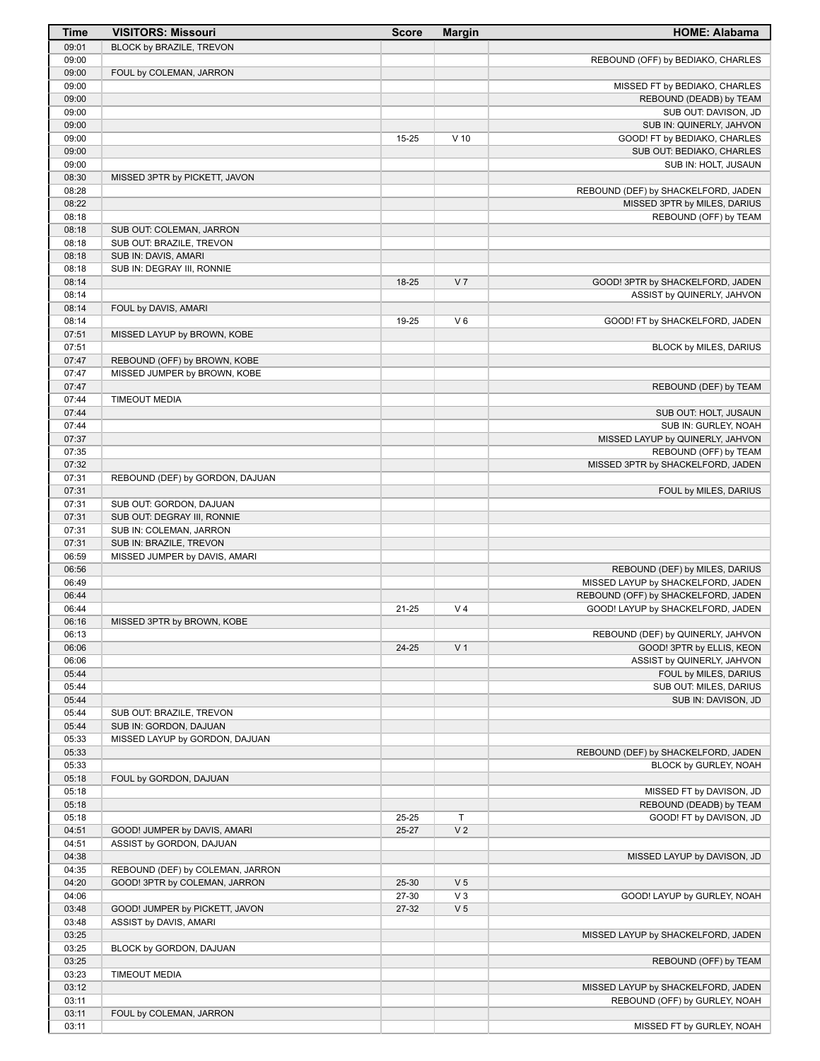| Time | VISITORS: Missouri | Score | Margin | HOME: Alabama |
|---|---|---|---|---|
| 09:01 | BLOCK by BRAZILE, TREVON | | | |
| 09:00 | | | | REBOUND (OFF) by BEDIAKO, CHARLES |
| 09:00 | FOUL by COLEMAN, JARRON | | | |
| 09:00 | | | | MISSED FT by BEDIAKO, CHARLES |
| 09:00 | | | | REBOUND (DEADB) by TEAM |
| 09:00 | | | | SUB OUT: DAVISON, JD |
| 09:00 | | | | SUB IN: QUINERLY, JAHVON |
| 09:00 | | 15-25 | V 10 | GOOD! FT by BEDIAKO, CHARLES |
| 09:00 | | | | SUB OUT: BEDIAKO, CHARLES |
| 09:00 | | | | SUB IN: HOLT, JUSAUN |
| 08:30 | MISSED 3PTR by PICKETT, JAVON | | | |
| 08:28 | | | | REBOUND (DEF) by SHACKELFORD, JADEN |
| 08:22 | | | | MISSED 3PTR by MILES, DARIUS |
| 08:18 | | | | REBOUND (OFF) by TEAM |
| 08:18 | SUB OUT: COLEMAN, JARRON | | | |
| 08:18 | SUB OUT: BRAZILE, TREVON | | | |
| 08:18 | SUB IN: DAVIS, AMARI | | | |
| 08:18 | SUB IN: DEGRAY III, RONNIE | | | |
| 08:14 | | 18-25 | V 7 | GOOD! 3PTR by SHACKELFORD, JADEN |
| 08:14 | | | | ASSIST by QUINERLY, JAHVON |
| 08:14 | FOUL by DAVIS, AMARI | | | |
| 08:14 | | 19-25 | V 6 | GOOD! FT by SHACKELFORD, JADEN |
| 07:51 | MISSED LAYUP by BROWN, KOBE | | | |
| 07:51 | | | | BLOCK by MILES, DARIUS |
| 07:47 | REBOUND (OFF) by BROWN, KOBE | | | |
| 07:47 | MISSED JUMPER by BROWN, KOBE | | | |
| 07:47 | | | | REBOUND (DEF) by TEAM |
| 07:44 | TIMEOUT MEDIA | | | |
| 07:44 | | | | SUB OUT: HOLT, JUSAUN |
| 07:44 | | | | SUB IN: GURLEY, NOAH |
| 07:37 | | | | MISSED LAYUP by QUINERLY, JAHVON |
| 07:35 | | | | REBOUND (OFF) by TEAM |
| 07:32 | | | | MISSED 3PTR by SHACKELFORD, JADEN |
| 07:31 | REBOUND (DEF) by GORDON, DAJUAN | | | |
| 07:31 | | | | FOUL by MILES, DARIUS |
| 07:31 | SUB OUT: GORDON, DAJUAN | | | |
| 07:31 | SUB OUT: DEGRAY III, RONNIE | | | |
| 07:31 | SUB IN: COLEMAN, JARRON | | | |
| 07:31 | SUB IN: BRAZILE, TREVON | | | |
| 06:59 | MISSED JUMPER by DAVIS, AMARI | | | |
| 06:56 | | | | REBOUND (DEF) by MILES, DARIUS |
| 06:49 | | | | MISSED LAYUP by SHACKELFORD, JADEN |
| 06:44 | | | | REBOUND (OFF) by SHACKELFORD, JADEN |
| 06:44 | | 21-25 | V 4 | GOOD! LAYUP by SHACKELFORD, JADEN |
| 06:16 | MISSED 3PTR by BROWN, KOBE | | | |
| 06:13 | | | | REBOUND (DEF) by QUINERLY, JAHVON |
| 06:06 | | 24-25 | V 1 | GOOD! 3PTR by ELLIS, KEON |
| 06:06 | | | | ASSIST by QUINERLY, JAHVON |
| 05:44 | | | | FOUL by MILES, DARIUS |
| 05:44 | | | | SUB OUT: MILES, DARIUS |
| 05:44 | | | | SUB IN: DAVISON, JD |
| 05:44 | SUB OUT: BRAZILE, TREVON | | | |
| 05:44 | SUB IN: GORDON, DAJUAN | | | |
| 05:33 | MISSED LAYUP by GORDON, DAJUAN | | | |
| 05:33 | | | | REBOUND (DEF) by SHACKELFORD, JADEN |
| 05:33 | | | | BLOCK by GURLEY, NOAH |
| 05:18 | FOUL by GORDON, DAJUAN | | | |
| 05:18 | | | | MISSED FT by DAVISON, JD |
| 05:18 | | | | REBOUND (DEADB) by TEAM |
| 05:18 | | 25-25 | T | GOOD! FT by DAVISON, JD |
| 04:51 | GOOD! JUMPER by DAVIS, AMARI | 25-27 | V 2 | |
| 04:51 | ASSIST by GORDON, DAJUAN | | | |
| 04:38 | | | | MISSED LAYUP by DAVISON, JD |
| 04:35 | REBOUND (DEF) by COLEMAN, JARRON | | | |
| 04:20 | GOOD! 3PTR by COLEMAN, JARRON | 25-30 | V 5 | |
| 04:06 | | 27-30 | V 3 | GOOD! LAYUP by GURLEY, NOAH |
| 03:48 | GOOD! JUMPER by PICKETT, JAVON | 27-32 | V 5 | |
| 03:48 | ASSIST by DAVIS, AMARI | | | |
| 03:25 | | | | MISSED LAYUP by SHACKELFORD, JADEN |
| 03:25 | BLOCK by GORDON, DAJUAN | | | |
| 03:25 | | | | REBOUND (OFF) by TEAM |
| 03:23 | TIMEOUT MEDIA | | | |
| 03:12 | | | | MISSED LAYUP by SHACKELFORD, JADEN |
| 03:11 | | | | REBOUND (OFF) by GURLEY, NOAH |
| 03:11 | FOUL by COLEMAN, JARRON | | | |
| 03:11 | | | | MISSED FT by GURLEY, NOAH |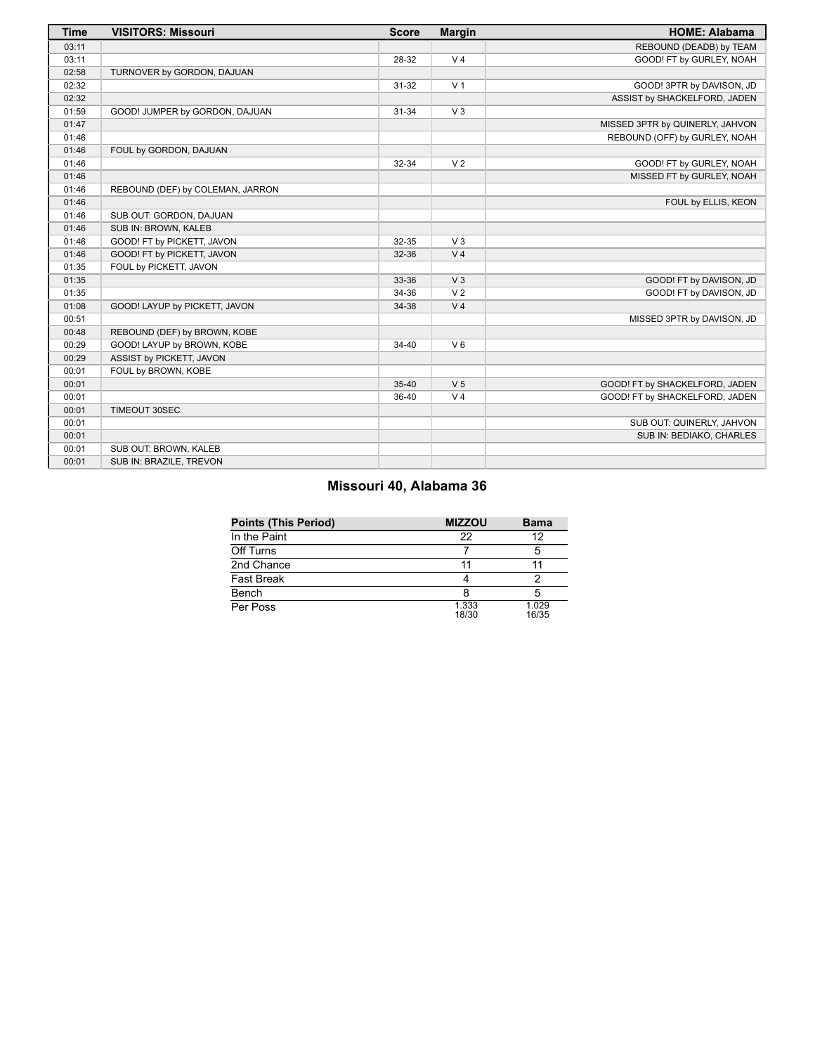| Time | VISITORS: Missouri | Score | Margin | HOME: Alabama |
|---|---|---|---|---|
| 03:11 | | | | REBOUND (DEADB) by TEAM |
| 03:11 | | 28-32 | V 4 | GOOD! FT by GURLEY, NOAH |
| 02:58 | TURNOVER by GORDON, DAJUAN | | | |
| 02:32 | | 31-32 | V 1 | GOOD! 3PTR by DAVISON, JD |
| 02:32 | | | | ASSIST by SHACKELFORD, JADEN |
| 01:59 | GOOD! JUMPER by GORDON, DAJUAN | 31-34 | V 3 | |
| 01:47 | | | | MISSED 3PTR by QUINERLY, JAHVON |
| 01:46 | | | | REBOUND (OFF) by GURLEY, NOAH |
| 01:46 | FOUL by GORDON, DAJUAN | | | |
| 01:46 | | 32-34 | V 2 | GOOD! FT by GURLEY, NOAH |
| 01:46 | | | | MISSED FT by GURLEY, NOAH |
| 01:46 | REBOUND (DEF) by COLEMAN, JARRON | | | |
| 01:46 | | | | FOUL by ELLIS, KEON |
| 01:46 | SUB OUT: GORDON, DAJUAN | | | |
| 01:46 | SUB IN: BROWN, KALEB | | | |
| 01:46 | GOOD! FT by PICKETT, JAVON | 32-35 | V 3 | |
| 01:46 | GOOD! FT by PICKETT, JAVON | 32-36 | V 4 | |
| 01:35 | FOUL by PICKETT, JAVON | | | |
| 01:35 | | 33-36 | V 3 | GOOD! FT by DAVISON, JD |
| 01:35 | | 34-36 | V 2 | GOOD! FT by DAVISON, JD |
| 01:08 | GOOD! LAYUP by PICKETT, JAVON | 34-38 | V 4 | |
| 00:51 | | | | MISSED 3PTR by DAVISON, JD |
| 00:48 | REBOUND (DEF) by BROWN, KOBE | | | |
| 00:29 | GOOD! LAYUP by BROWN, KOBE | 34-40 | V 6 | |
| 00:29 | ASSIST by PICKETT, JAVON | | | |
| 00:01 | FOUL by BROWN, KOBE | | | |
| 00:01 | | 35-40 | V 5 | GOOD! FT by SHACKELFORD, JADEN |
| 00:01 | | 36-40 | V 4 | GOOD! FT by SHACKELFORD, JADEN |
| 00:01 | TIMEOUT 30SEC | | | |
| 00:01 | | | | SUB OUT: QUINERLY, JAHVON |
| 00:01 | | | | SUB IN: BEDIAKO, CHARLES |
| 00:01 | SUB OUT: BROWN, KALEB | | | |
| 00:01 | SUB IN: BRAZILE, TREVON | | | |

## Missouri 40, Alabama 36

| Points (This Period) | MIZZOU | Bama |
|---|---|---|
| In the Paint | 22 | 12 |
| Off Turns | 7 | 5 |
| 2nd Chance | 11 | 11 |
| Fast Break | 4 | 2 |
| Bench | 8 | 5 |
| Per Poss | 1.333 18/30 | 1.029 16/35 |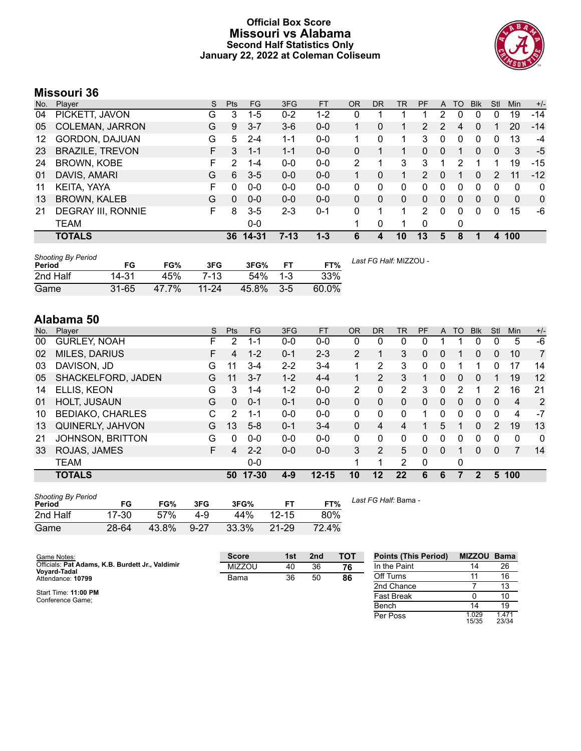# Official Box Score
## Missouri vs Alabama
### Second Half Statistics Only
### January 22, 2022 at Coleman Coliseum

## Missouri 36

| No. | Player | S | Pts | FG | 3FG | FT | OR | DR | TR | PF | A | TO | Blk | Stl | Min | +/- |
|---|---|---|---|---|---|---|---|---|---|---|---|---|---|---|---|---|
| 04 | PICKETT, JAVON | G | 3 | 1-5 | 0-2 | 1-2 | 0 | 1 | 1 | 1 | 2 | 0 | 0 | 0 | 19 | -14 |
| 05 | COLEMAN, JARRON | G | 9 | 3-7 | 3-6 | 0-0 | 1 | 0 | 1 | 2 | 2 | 4 | 0 | 1 | 20 | -14 |
| 12 | GORDON, DAJUAN | G | 5 | 2-4 | 1-1 | 0-0 | 1 | 0 | 1 | 3 | 0 | 0 | 0 | 0 | 13 | -4 |
| 23 | BRAZILE, TREVON | F | 3 | 1-1 | 1-1 | 0-0 | 0 | 1 | 1 | 0 | 0 | 1 | 0 | 0 | 3 | -5 |
| 24 | BROWN, KOBE | F | 2 | 1-4 | 0-0 | 0-0 | 2 | 1 | 3 | 3 | 1 | 2 | 1 | 1 | 19 | -15 |
| 01 | DAVIS, AMARI | G | 6 | 3-5 | 0-0 | 0-0 | 1 | 0 | 1 | 2 | 0 | 1 | 0 | 2 | 11 | -12 |
| 11 | KEITA, YAYA | F | 0 | 0-0 | 0-0 | 0-0 | 0 | 0 | 0 | 0 | 0 | 0 | 0 | 0 | 0 | 0 |
| 13 | BROWN, KALEB | G | 0 | 0-0 | 0-0 | 0-0 | 0 | 0 | 0 | 0 | 0 | 0 | 0 | 0 | 0 | 0 |
| 21 | DEGRAY III, RONNIE | F | 8 | 3-5 | 2-3 | 0-1 | 0 | 1 | 1 | 2 | 0 | 0 | 0 | 0 | 15 | -6 |
| | TEAM | | | 0-0 | | | 1 | 0 | 1 | 0 | | 0 | | | | |
| | **TOTALS** | | **36** | **14-31** | **7-13** | **1-3** | **6** | **4** | **10** | **13** | **5** | **8** | **1** | **4** | **100** | |

*Shooting By Period*

| Period | FG | FG% | 3FG | 3FG% | FT | FT% |
|---|---|---|---|---|---|---|
| 2nd Half | 14-31 | 45% | 7-13 | 54% | 1-3 | 33% |
| Game | 31-65 | 47.7% | 11-24 | 45.8% | 3-5 | 60.0% |

*Last FG Half:* MIZZOU -

## Alabama 50

| No. | Player | S | Pts | FG | 3FG | FT | OR | DR | TR | PF | A | TO | Blk | Stl | Min | +/- |
|---|---|---|---|---|---|---|---|---|---|---|---|---|---|---|---|---|
| 00 | GURLEY, NOAH | F | 2 | 1-1 | 0-0 | 0-0 | 0 | 0 | 0 | 0 | 1 | 1 | 0 | 0 | 5 | -6 |
| 02 | MILES, DARIUS | F | 4 | 1-2 | 0-1 | 2-3 | 2 | 1 | 3 | 0 | 0 | 1 | 0 | 0 | 10 | 7 |
| 03 | DAVISON, JD | G | 11 | 3-4 | 2-2 | 3-4 | 1 | 2 | 3 | 0 | 0 | 1 | 1 | 0 | 17 | 14 |
| 05 | SHACKELFORD, JADEN | G | 11 | 3-7 | 1-2 | 4-4 | 1 | 2 | 3 | 1 | 0 | 0 | 0 | 1 | 19 | 12 |
| 14 | ELLIS, KEON | G | 3 | 1-4 | 1-2 | 0-0 | 2 | 0 | 2 | 3 | 0 | 2 | 1 | 2 | 16 | 21 |
| 01 | HOLT, JUSAUN | G | 0 | 0-1 | 0-1 | 0-0 | 0 | 0 | 0 | 0 | 0 | 0 | 0 | 0 | 4 | 2 |
| 10 | BEDIAKO, CHARLES | C | 2 | 1-1 | 0-0 | 0-0 | 0 | 0 | 0 | 1 | 0 | 0 | 0 | 0 | 4 | -7 |
| 13 | QUINERLY, JAHVON | G | 13 | 5-8 | 0-1 | 3-4 | 0 | 4 | 4 | 1 | 5 | 1 | 0 | 2 | 19 | 13 |
| 21 | JOHNSON, BRITTON | G | 0 | 0-0 | 0-0 | 0-0 | 0 | 0 | 0 | 0 | 0 | 0 | 0 | 0 | 0 | 0 |
| 33 | ROJAS, JAMES | F | 4 | 2-2 | 0-0 | 0-0 | 3 | 2 | 5 | 0 | 0 | 1 | 0 | 0 | 7 | 14 |
| | TEAM | | | 0-0 | | | 1 | 1 | 2 | 0 | | 0 | | | | |
| | **TOTALS** | | **50** | **17-30** | **4-9** | **12-15** | **10** | **12** | **22** | **6** | **6** | **7** | **2** | **5** | **100** | |

*Shooting By Period*

| Period | FG | FG% | 3FG | 3FG% | FT | FT% |
|---|---|---|---|---|---|---|
| 2nd Half | 17-30 | 57% | 4-9 | 44% | 12-15 | 80% |
| Game | 28-64 | 43.8% | 9-27 | 33.3% | 21-29 | 72.4% |

*Last FG Half:* Bama -

Game Notes:
Officials: **Pat Adams, K.B. Burdett Jr., Valdimir Voyard-Tadal**
Attendance: **10799**

Start Time: **11:00 PM**
Conference Game;

| Score | 1st | 2nd | TOT |
|---|---|---|---|
| MIZZOU | 40 | 36 | **76** |
| Bama | 36 | 50 | **86** |

| Points (This Period) | MIZZOU | Bama |
|---|---|---|
| In the Paint | 14 | 26 |
| Off Turns | 11 | 16 |
| 2nd Chance | 7 | 13 |
| Fast Break | 0 | 10 |
| Bench | 14 | 19 |
| Per Poss | 1.029 15/35 | 1.471 23/34 |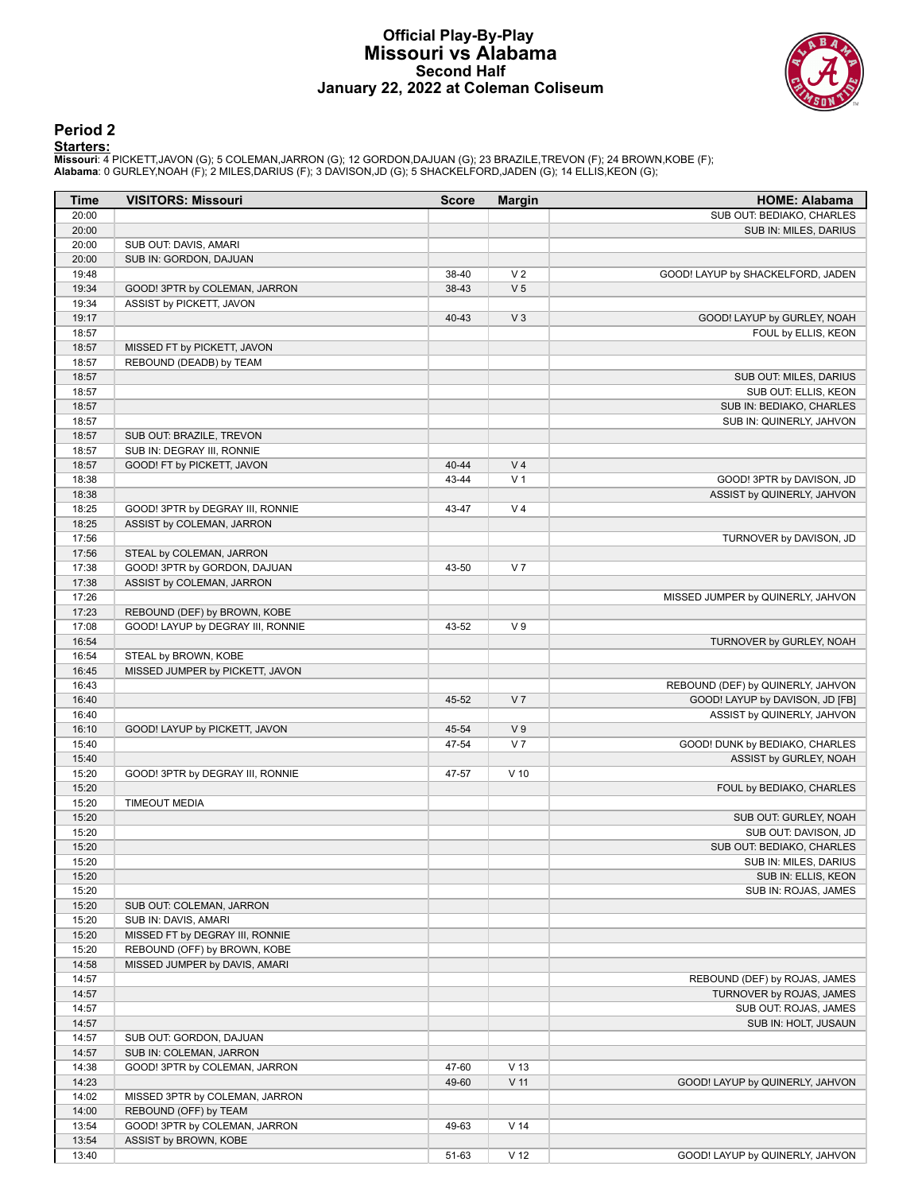# Official Play-By-Play
# Missouri vs Alabama
## Second Half
## January 22, 2022 at Coleman Coliseum

### Period 2

**Starters:**

**Missouri**: 4 PICKETT,JAVON (G); 5 COLEMAN,JARRON (G); 12 GORDON,DAJUAN (G); 23 BRAZILE,TREVON (F); 24 BROWN,KOBE (F);
**Alabama**: 0 GURLEY,NOAH (F); 2 MILES,DARIUS (F); 3 DAVISON,JD (G); 5 SHACKELFORD,JADEN (G); 14 ELLIS,KEON (G);

| Time | VISITORS: Missouri | Score | Margin | HOME: Alabama |
|---|---|---|---|---|
| 20:00 | | | | SUB OUT: BEDIAKO, CHARLES |
| 20:00 | | | | SUB IN: MILES, DARIUS |
| 20:00 | SUB OUT: DAVIS, AMARI | | | |
| 20:00 | SUB IN: GORDON, DAJUAN | | | |
| 19:48 | | 38-40 | V 2 | GOOD! LAYUP by SHACKELFORD, JADEN |
| 19:34 | GOOD! 3PTR by COLEMAN, JARRON | 38-43 | V 5 | |
| 19:34 | ASSIST by PICKETT, JAVON | | | |
| 19:17 | | 40-43 | V 3 | GOOD! LAYUP by GURLEY, NOAH |
| 18:57 | | | | FOUL by ELLIS, KEON |
| 18:57 | MISSED FT by PICKETT, JAVON | | | |
| 18:57 | REBOUND (DEADB) by TEAM | | | |
| 18:57 | | | | SUB OUT: MILES, DARIUS |
| 18:57 | | | | SUB OUT: ELLIS, KEON |
| 18:57 | | | | SUB IN: BEDIAKO, CHARLES |
| 18:57 | | | | SUB IN: QUINERLY, JAHVON |
| 18:57 | SUB OUT: BRAZILE, TREVON | | | |
| 18:57 | SUB IN: DEGRAY III, RONNIE | | | |
| 18:57 | GOOD! FT by PICKETT, JAVON | 40-44 | V 4 | |
| 18:38 | | 43-44 | V 1 | GOOD! 3PTR by DAVISON, JD |
| 18:38 | | | | ASSIST by QUINERLY, JAHVON |
| 18:25 | GOOD! 3PTR by DEGRAY III, RONNIE | 43-47 | V 4 | |
| 18:25 | ASSIST by COLEMAN, JARRON | | | |
| 17:56 | | | | TURNOVER by DAVISON, JD |
| 17:56 | STEAL by COLEMAN, JARRON | | | |
| 17:38 | GOOD! 3PTR by GORDON, DAJUAN | 43-50 | V 7 | |
| 17:38 | ASSIST by COLEMAN, JARRON | | | |
| 17:26 | | | | MISSED JUMPER by QUINERLY, JAHVON |
| 17:23 | REBOUND (DEF) by BROWN, KOBE | | | |
| 17:08 | GOOD! LAYUP by DEGRAY III, RONNIE | 43-52 | V 9 | |
| 16:54 | | | | TURNOVER by GURLEY, NOAH |
| 16:54 | STEAL by BROWN, KOBE | | | |
| 16:45 | MISSED JUMPER by PICKETT, JAVON | | | |
| 16:43 | | | | REBOUND (DEF) by QUINERLY, JAHVON |
| 16:40 | | 45-52 | V 7 | GOOD! LAYUP by DAVISON, JD [FB] |
| 16:40 | | | | ASSIST by QUINERLY, JAHVON |
| 16:10 | GOOD! LAYUP by PICKETT, JAVON | 45-54 | V 9 | |
| 15:40 | | 47-54 | V 7 | GOOD! DUNK by BEDIAKO, CHARLES |
| 15:40 | | | | ASSIST by GURLEY, NOAH |
| 15:20 | GOOD! 3PTR by DEGRAY III, RONNIE | 47-57 | V 10 | |
| 15:20 | | | | FOUL by BEDIAKO, CHARLES |
| 15:20 | TIMEOUT MEDIA | | | |
| 15:20 | | | | SUB OUT: GURLEY, NOAH |
| 15:20 | | | | SUB OUT: DAVISON, JD |
| 15:20 | | | | SUB OUT: BEDIAKO, CHARLES |
| 15:20 | | | | SUB IN: MILES, DARIUS |
| 15:20 | | | | SUB IN: ELLIS, KEON |
| 15:20 | | | | SUB IN: ROJAS, JAMES |
| 15:20 | SUB OUT: COLEMAN, JARRON | | | |
| 15:20 | SUB IN: DAVIS, AMARI | | | |
| 15:20 | MISSED FT by DEGRAY III, RONNIE | | | |
| 15:20 | REBOUND (OFF) by BROWN, KOBE | | | |
| 14:58 | MISSED JUMPER by DAVIS, AMARI | | | |
| 14:57 | | | | REBOUND (DEF) by ROJAS, JAMES |
| 14:57 | | | | TURNOVER by ROJAS, JAMES |
| 14:57 | | | | SUB OUT: ROJAS, JAMES |
| 14:57 | | | | SUB IN: HOLT, JUSAUN |
| 14:57 | SUB OUT: GORDON, DAJUAN | | | |
| 14:57 | SUB IN: COLEMAN, JARRON | | | |
| 14:38 | GOOD! 3PTR by COLEMAN, JARRON | 47-60 | V 13 | |
| 14:23 | | 49-60 | V 11 | GOOD! LAYUP by QUINERLY, JAHVON |
| 14:02 | MISSED 3PTR by COLEMAN, JARRON | | | |
| 14:00 | REBOUND (OFF) by TEAM | | | |
| 13:54 | GOOD! 3PTR by COLEMAN, JARRON | 49-63 | V 14 | |
| 13:54 | ASSIST by BROWN, KOBE | | | |
| 13:40 | | 51-63 | V 12 | GOOD! LAYUP by QUINERLY, JAHVON |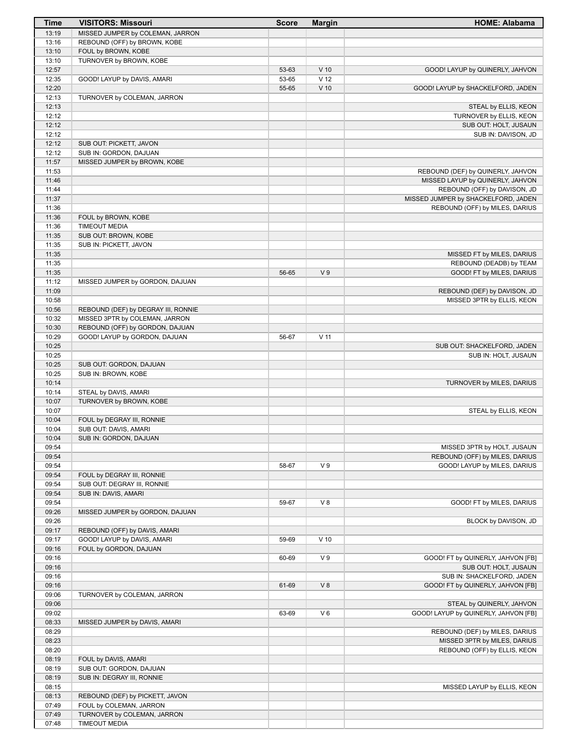| Time | VISITORS: Missouri | Score | Margin | HOME: Alabama |
|---|---|---|---|---|
| 13:19 | MISSED JUMPER by COLEMAN, JARRON | | | |
| 13:16 | REBOUND (OFF) by BROWN, KOBE | | | |
| 13:10 | FOUL by BROWN, KOBE | | | |
| 13:10 | TURNOVER by BROWN, KOBE | | | |
| 12:57 | | 53-63 | V 10 | GOOD! LAYUP by QUINERLY, JAHVON |
| 12:35 | GOOD! LAYUP by DAVIS, AMARI | 53-65 | V 12 | |
| 12:20 | | 55-65 | V 10 | GOOD! LAYUP by SHACKELFORD, JADEN |
| 12:13 | TURNOVER by COLEMAN, JARRON | | | |
| 12:13 | | | | STEAL by ELLIS, KEON |
| 12:12 | | | | TURNOVER by ELLIS, KEON |
| 12:12 | | | | SUB OUT: HOLT, JUSAUN |
| 12:12 | | | | SUB IN: DAVISON, JD |
| 12:12 | SUB OUT: PICKETT, JAVON | | | |
| 12:12 | SUB IN: GORDON, DAJUAN | | | |
| 11:57 | MISSED JUMPER by BROWN, KOBE | | | |
| 11:53 | | | | REBOUND (DEF) by QUINERLY, JAHVON |
| 11:46 | | | | MISSED LAYUP by QUINERLY, JAHVON |
| 11:44 | | | | REBOUND (OFF) by DAVISON, JD |
| 11:37 | | | | MISSED JUMPER by SHACKELFORD, JADEN |
| 11:36 | | | | REBOUND (OFF) by MILES, DARIUS |
| 11:36 | FOUL by BROWN, KOBE | | | |
| 11:36 | TIMEOUT MEDIA | | | |
| 11:35 | SUB OUT: BROWN, KOBE | | | |
| 11:35 | SUB IN: PICKETT, JAVON | | | |
| 11:35 | | | | MISSED FT by MILES, DARIUS |
| 11:35 | | | | REBOUND (DEADB) by TEAM |
| 11:35 | | 56-65 | V 9 | GOOD! FT by MILES, DARIUS |
| 11:12 | MISSED JUMPER by GORDON, DAJUAN | | | |
| 11:09 | | | | REBOUND (DEF) by DAVISON, JD |
| 10:58 | | | | MISSED 3PTR by ELLIS, KEON |
| 10:56 | REBOUND (DEF) by DEGRAY III, RONNIE | | | |
| 10:32 | MISSED 3PTR by COLEMAN, JARRON | | | |
| 10:30 | REBOUND (OFF) by GORDON, DAJUAN | | | |
| 10:29 | GOOD! LAYUP by GORDON, DAJUAN | 56-67 | V 11 | |
| 10:25 | | | | SUB OUT: SHACKELFORD, JADEN |
| 10:25 | | | | SUB IN: HOLT, JUSAUN |
| 10:25 | SUB OUT: GORDON, DAJUAN | | | |
| 10:25 | SUB IN: BROWN, KOBE | | | |
| 10:14 | | | | TURNOVER by MILES, DARIUS |
| 10:14 | STEAL by DAVIS, AMARI | | | |
| 10:07 | TURNOVER by BROWN, KOBE | | | |
| 10:07 | | | | STEAL by ELLIS, KEON |
| 10:04 | FOUL by DEGRAY III, RONNIE | | | |
| 10:04 | SUB OUT: DAVIS, AMARI | | | |
| 10:04 | SUB IN: GORDON, DAJUAN | | | |
| 09:54 | | | | MISSED 3PTR by HOLT, JUSAUN |
| 09:54 | | | | REBOUND (OFF) by MILES, DARIUS |
| 09:54 | | 58-67 | V 9 | GOOD! LAYUP by MILES, DARIUS |
| 09:54 | FOUL by DEGRAY III, RONNIE | | | |
| 09:54 | SUB OUT: DEGRAY III, RONNIE | | | |
| 09:54 | SUB IN: DAVIS, AMARI | | | |
| 09:54 | | 59-67 | V 8 | GOOD! FT by MILES, DARIUS |
| 09:26 | MISSED JUMPER by GORDON, DAJUAN | | | |
| 09:26 | | | | BLOCK by DAVISON, JD |
| 09:17 | REBOUND (OFF) by DAVIS, AMARI | | | |
| 09:17 | GOOD! LAYUP by DAVIS, AMARI | 59-69 | V 10 | |
| 09:16 | FOUL by GORDON, DAJUAN | | | |
| 09:16 | | 60-69 | V 9 | GOOD! FT by QUINERLY, JAHVON [FB] |
| 09:16 | | | | SUB OUT: HOLT, JUSAUN |
| 09:16 | | | | SUB IN: SHACKELFORD, JADEN |
| 09:16 | | 61-69 | V 8 | GOOD! FT by QUINERLY, JAHVON [FB] |
| 09:06 | TURNOVER by COLEMAN, JARRON | | | |
| 09:06 | | | | STEAL by QUINERLY, JAHVON |
| 09:02 | | 63-69 | V 6 | GOOD! LAYUP by QUINERLY, JAHVON [FB] |
| 08:33 | MISSED JUMPER by DAVIS, AMARI | | | |
| 08:29 | | | | REBOUND (DEF) by MILES, DARIUS |
| 08:23 | | | | MISSED 3PTR by MILES, DARIUS |
| 08:20 | | | | REBOUND (OFF) by ELLIS, KEON |
| 08:19 | FOUL by DAVIS, AMARI | | | |
| 08:19 | SUB OUT: GORDON, DAJUAN | | | |
| 08:19 | SUB IN: DEGRAY III, RONNIE | | | |
| 08:15 | | | | MISSED LAYUP by ELLIS, KEON |
| 08:13 | REBOUND (DEF) by PICKETT, JAVON | | | |
| 07:49 | FOUL by COLEMAN, JARRON | | | |
| 07:49 | TURNOVER by COLEMAN, JARRON | | | |
| 07:48 | TIMEOUT MEDIA | | | |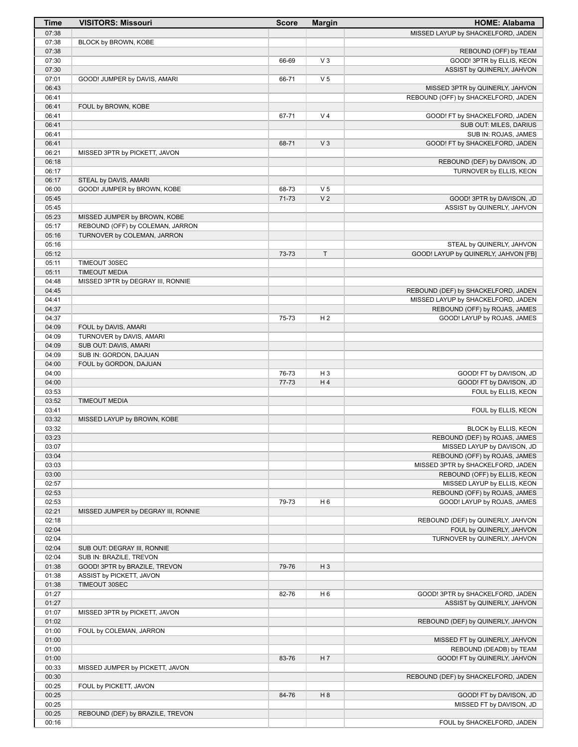| Time | VISITORS: Missouri | Score | Margin | HOME: Alabama |
| --- | --- | --- | --- | --- |
| 07:38 | | | | MISSED LAYUP by SHACKELFORD, JADEN |
| 07:38 | BLOCK by BROWN, KOBE | | | |
| 07:38 | | | | REBOUND (OFF) by TEAM |
| 07:30 | | 66-69 | V 3 | GOOD! 3PTR by ELLIS, KEON |
| 07:30 | | | | ASSIST by QUINERLY, JAHVON |
| 07:01 | GOOD! JUMPER by DAVIS, AMARI | 66-71 | V 5 | |
| 06:43 | | | | MISSED 3PTR by QUINERLY, JAHVON |
| 06:41 | | | | REBOUND (OFF) by SHACKELFORD, JADEN |
| 06:41 | FOUL by BROWN, KOBE | | | |
| 06:41 | | 67-71 | V 4 | GOOD! FT by SHACKELFORD, JADEN |
| 06:41 | | | | SUB OUT: MILES, DARIUS |
| 06:41 | | | | SUB IN: ROJAS, JAMES |
| 06:41 | | 68-71 | V 3 | GOOD! FT by SHACKELFORD, JADEN |
| 06:21 | MISSED 3PTR by PICKETT, JAVON | | | |
| 06:18 | | | | REBOUND (DEF) by DAVISON, JD |
| 06:17 | | | | TURNOVER by ELLIS, KEON |
| 06:17 | STEAL by DAVIS, AMARI | | | |
| 06:00 | GOOD! JUMPER by BROWN, KOBE | 68-73 | V 5 | |
| 05:45 | | 71-73 | V 2 | GOOD! 3PTR by DAVISON, JD |
| 05:45 | | | | ASSIST by QUINERLY, JAHVON |
| 05:23 | MISSED JUMPER by BROWN, KOBE | | | |
| 05:17 | REBOUND (OFF) by COLEMAN, JARRON | | | |
| 05:16 | TURNOVER by COLEMAN, JARRON | | | |
| 05:16 | | | | STEAL by QUINERLY, JAHVON |
| 05:12 | | 73-73 | T | GOOD! LAYUP by QUINERLY, JAHVON [FB] |
| 05:11 | TIMEOUT 30SEC | | | |
| 05:11 | TIMEOUT MEDIA | | | |
| 04:48 | MISSED 3PTR by DEGRAY III, RONNIE | | | |
| 04:45 | | | | REBOUND (DEF) by SHACKELFORD, JADEN |
| 04:41 | | | | MISSED LAYUP by SHACKELFORD, JADEN |
| 04:37 | | | | REBOUND (OFF) by ROJAS, JAMES |
| 04:37 | | 75-73 | H 2 | GOOD! LAYUP by ROJAS, JAMES |
| 04:09 | FOUL by DAVIS, AMARI | | | |
| 04:09 | TURNOVER by DAVIS, AMARI | | | |
| 04:09 | SUB OUT: DAVIS, AMARI | | | |
| 04:09 | SUB IN: GORDON, DAJUAN | | | |
| 04:00 | FOUL by GORDON, DAJUAN | | | |
| 04:00 | | 76-73 | H 3 | GOOD! FT by DAVISON, JD |
| 04:00 | | 77-73 | H 4 | GOOD! FT by DAVISON, JD |
| 03:53 | | | | FOUL by ELLIS, KEON |
| 03:52 | TIMEOUT MEDIA | | | |
| 03:41 | | | | FOUL by ELLIS, KEON |
| 03:32 | MISSED LAYUP by BROWN, KOBE | | | |
| 03:32 | | | | BLOCK by ELLIS, KEON |
| 03:23 | | | | REBOUND (DEF) by ROJAS, JAMES |
| 03:07 | | | | MISSED LAYUP by DAVISON, JD |
| 03:04 | | | | REBOUND (OFF) by ROJAS, JAMES |
| 03:03 | | | | MISSED 3PTR by SHACKELFORD, JADEN |
| 03:00 | | | | REBOUND (OFF) by ELLIS, KEON |
| 02:57 | | | | MISSED LAYUP by ELLIS, KEON |
| 02:53 | | | | REBOUND (OFF) by ROJAS, JAMES |
| 02:53 | | 79-73 | H 6 | GOOD! LAYUP by ROJAS, JAMES |
| 02:21 | MISSED JUMPER by DEGRAY III, RONNIE | | | |
| 02:18 | | | | REBOUND (DEF) by QUINERLY, JAHVON |
| 02:04 | | | | FOUL by QUINERLY, JAHVON |
| 02:04 | | | | TURNOVER by QUINERLY, JAHVON |
| 02:04 | SUB OUT: DEGRAY III, RONNIE | | | |
| 02:04 | SUB IN: BRAZILE, TREVON | | | |
| 01:38 | GOOD! 3PTR by BRAZILE, TREVON | 79-76 | H 3 | |
| 01:38 | ASSIST by PICKETT, JAVON | | | |
| 01:38 | TIMEOUT 30SEC | | | |
| 01:27 | | 82-76 | H 6 | GOOD! 3PTR by SHACKELFORD, JADEN |
| 01:27 | | | | ASSIST by QUINERLY, JAHVON |
| 01:07 | MISSED 3PTR by PICKETT, JAVON | | | |
| 01:02 | | | | REBOUND (DEF) by QUINERLY, JAHVON |
| 01:00 | FOUL by COLEMAN, JARRON | | | |
| 01:00 | | | | MISSED FT by QUINERLY, JAHVON |
| 01:00 | | | | REBOUND (DEADB) by TEAM |
| 01:00 | | 83-76 | H 7 | GOOD! FT by QUINERLY, JAHVON |
| 00:33 | MISSED JUMPER by PICKETT, JAVON | | | |
| 00:30 | | | | REBOUND (DEF) by SHACKELFORD, JADEN |
| 00:25 | FOUL by PICKETT, JAVON | | | |
| 00:25 | | 84-76 | H 8 | GOOD! FT by DAVISON, JD |
| 00:25 | | | | MISSED FT by DAVISON, JD |
| 00:25 | REBOUND (DEF) by BRAZILE, TREVON | | | |
| 00:16 | | | | FOUL by SHACKELFORD, JADEN |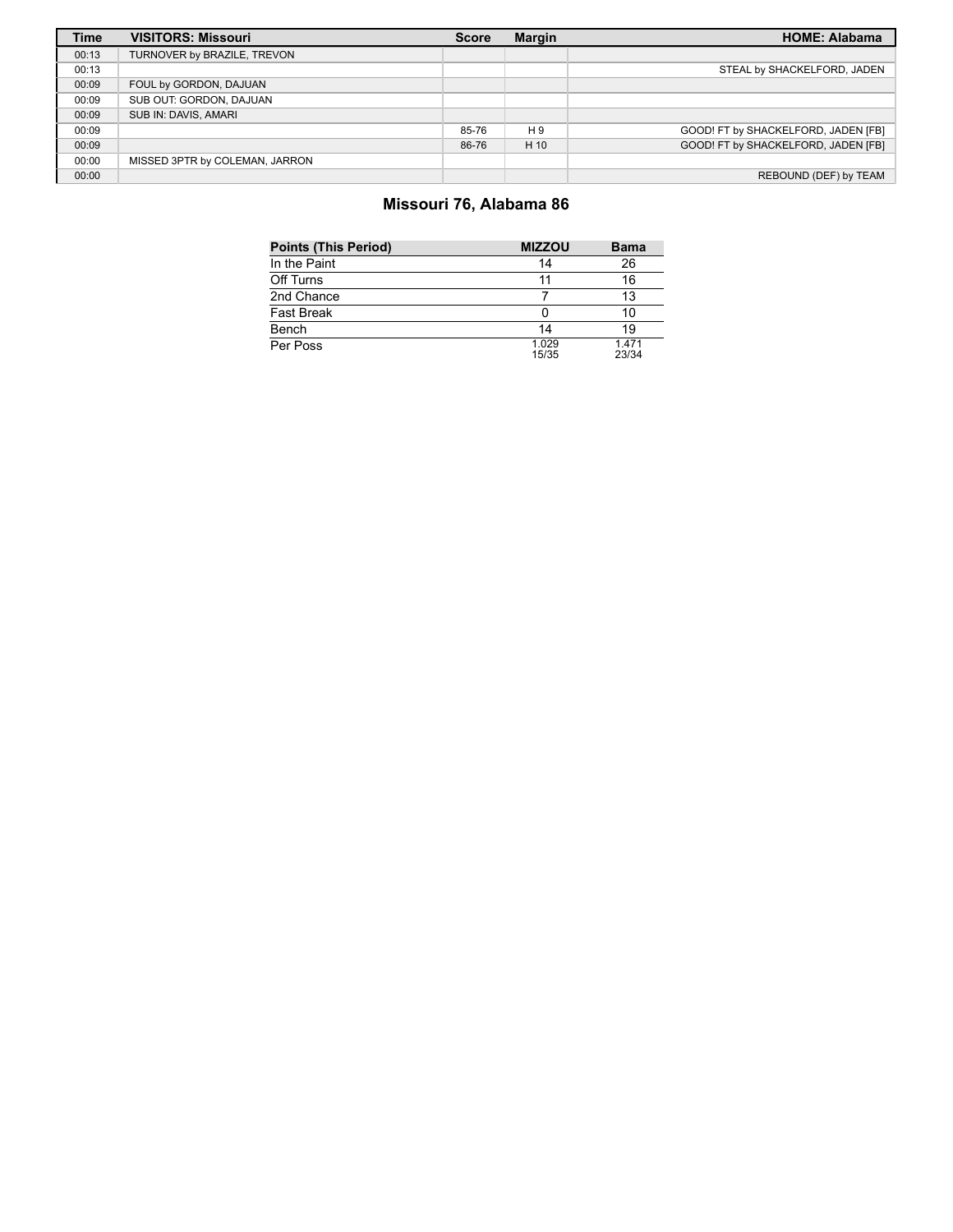| Time | VISITORS: Missouri | Score | Margin | HOME: Alabama |
| --- | --- | --- | --- | --- |
| 00:13 | TURNOVER by BRAZILE, TREVON | | | |
| 00:13 | | | | STEAL by SHACKELFORD, JADEN |
| 00:09 | FOUL by GORDON, DAJUAN | | | |
| 00:09 | SUB OUT: GORDON, DAJUAN | | | |
| 00:09 | SUB IN: DAVIS, AMARI | | | |
| 00:09 | | 85-76 | H 9 | GOOD! FT by SHACKELFORD, JADEN [FB] |
| 00:09 | | 86-76 | H 10 | GOOD! FT by SHACKELFORD, JADEN [FB] |
| 00:00 | MISSED 3PTR by COLEMAN, JARRON | | | |
| 00:00 | | | | REBOUND (DEF) by TEAM |

## Missouri 76, Alabama 86

| Points (This Period) | MIZZOU | Bama |
| --- | --- | --- |
| In the Paint | 14 | 26 |
| Off Turns | 11 | 16 |
| 2nd Chance | 7 | 13 |
| Fast Break | 0 | 10 |
| Bench | 14 | 19 |
| Per Poss | 1.029 15/35 | 1.471 23/34 |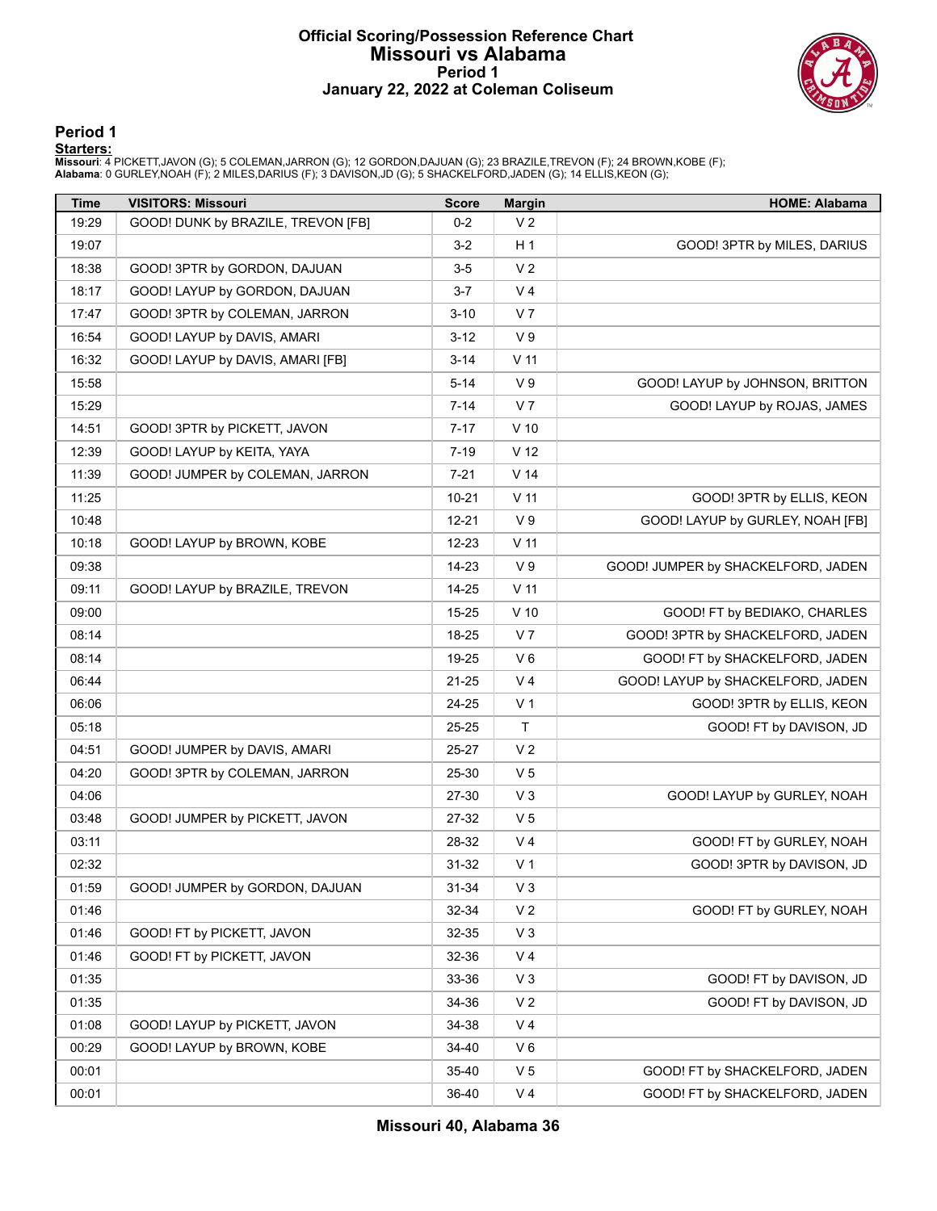# Official Scoring/Possession Reference Chart
# Missouri vs Alabama
## Period 1
## January 22, 2022 at Coleman Coliseum

### Period 1

**Starters:**

**Missouri**: 4 PICKETT,JAVON (G); 5 COLEMAN,JARRON (G); 12 GORDON,DAJUAN (G); 23 BRAZILE,TREVON (F); 24 BROWN,KOBE (F);
**Alabama**: 0 GURLEY,NOAH (F); 2 MILES,DARIUS (F); 3 DAVISON,JD (G); 5 SHACKELFORD,JADEN (G); 14 ELLIS,KEON (G);

| Time | VISITORS: Missouri | Score | Margin | HOME: Alabama |
|---|---|---|---|---|
| 19:29 | GOOD! DUNK by BRAZILE, TREVON [FB] | 0-2 | V 2 | |
| 19:07 | | 3-2 | H 1 | GOOD! 3PTR by MILES, DARIUS |
| 18:38 | GOOD! 3PTR by GORDON, DAJUAN | 3-5 | V 2 | |
| 18:17 | GOOD! LAYUP by GORDON, DAJUAN | 3-7 | V 4 | |
| 17:47 | GOOD! 3PTR by COLEMAN, JARRON | 3-10 | V 7 | |
| 16:54 | GOOD! LAYUP by DAVIS, AMARI | 3-12 | V 9 | |
| 16:32 | GOOD! LAYUP by DAVIS, AMARI [FB] | 3-14 | V 11 | |
| 15:58 | | 5-14 | V 9 | GOOD! LAYUP by JOHNSON, BRITTON |
| 15:29 | | 7-14 | V 7 | GOOD! LAYUP by ROJAS, JAMES |
| 14:51 | GOOD! 3PTR by PICKETT, JAVON | 7-17 | V 10 | |
| 12:39 | GOOD! LAYUP by KEITA, YAYA | 7-19 | V 12 | |
| 11:39 | GOOD! JUMPER by COLEMAN, JARRON | 7-21 | V 14 | |
| 11:25 | | 10-21 | V 11 | GOOD! 3PTR by ELLIS, KEON |
| 10:48 | | 12-21 | V 9 | GOOD! LAYUP by GURLEY, NOAH [FB] |
| 10:18 | GOOD! LAYUP by BROWN, KOBE | 12-23 | V 11 | |
| 09:38 | | 14-23 | V 9 | GOOD! JUMPER by SHACKELFORD, JADEN |
| 09:11 | GOOD! LAYUP by BRAZILE, TREVON | 14-25 | V 11 | |
| 09:00 | | 15-25 | V 10 | GOOD! FT by BEDIAKO, CHARLES |
| 08:14 | | 18-25 | V 7 | GOOD! 3PTR by SHACKELFORD, JADEN |
| 08:14 | | 19-25 | V 6 | GOOD! FT by SHACKELFORD, JADEN |
| 06:44 | | 21-25 | V 4 | GOOD! LAYUP by SHACKELFORD, JADEN |
| 06:06 | | 24-25 | V 1 | GOOD! 3PTR by ELLIS, KEON |
| 05:18 | | 25-25 | T | GOOD! FT by DAVISON, JD |
| 04:51 | GOOD! JUMPER by DAVIS, AMARI | 25-27 | V 2 | |
| 04:20 | GOOD! 3PTR by COLEMAN, JARRON | 25-30 | V 5 | |
| 04:06 | | 27-30 | V 3 | GOOD! LAYUP by GURLEY, NOAH |
| 03:48 | GOOD! JUMPER by PICKETT, JAVON | 27-32 | V 5 | |
| 03:11 | | 28-32 | V 4 | GOOD! FT by GURLEY, NOAH |
| 02:32 | | 31-32 | V 1 | GOOD! 3PTR by DAVISON, JD |
| 01:59 | GOOD! JUMPER by GORDON, DAJUAN | 31-34 | V 3 | |
| 01:46 | | 32-34 | V 2 | GOOD! FT by GURLEY, NOAH |
| 01:46 | GOOD! FT by PICKETT, JAVON | 32-35 | V 3 | |
| 01:46 | GOOD! FT by PICKETT, JAVON | 32-36 | V 4 | |
| 01:35 | | 33-36 | V 3 | GOOD! FT by DAVISON, JD |
| 01:35 | | 34-36 | V 2 | GOOD! FT by DAVISON, JD |
| 01:08 | GOOD! LAYUP by PICKETT, JAVON | 34-38 | V 4 | |
| 00:29 | GOOD! LAYUP by BROWN, KOBE | 34-40 | V 6 | |
| 00:01 | | 35-40 | V 5 | GOOD! FT by SHACKELFORD, JADEN |
| 00:01 | | 36-40 | V 4 | GOOD! FT by SHACKELFORD, JADEN |

**Missouri 40, Alabama 36**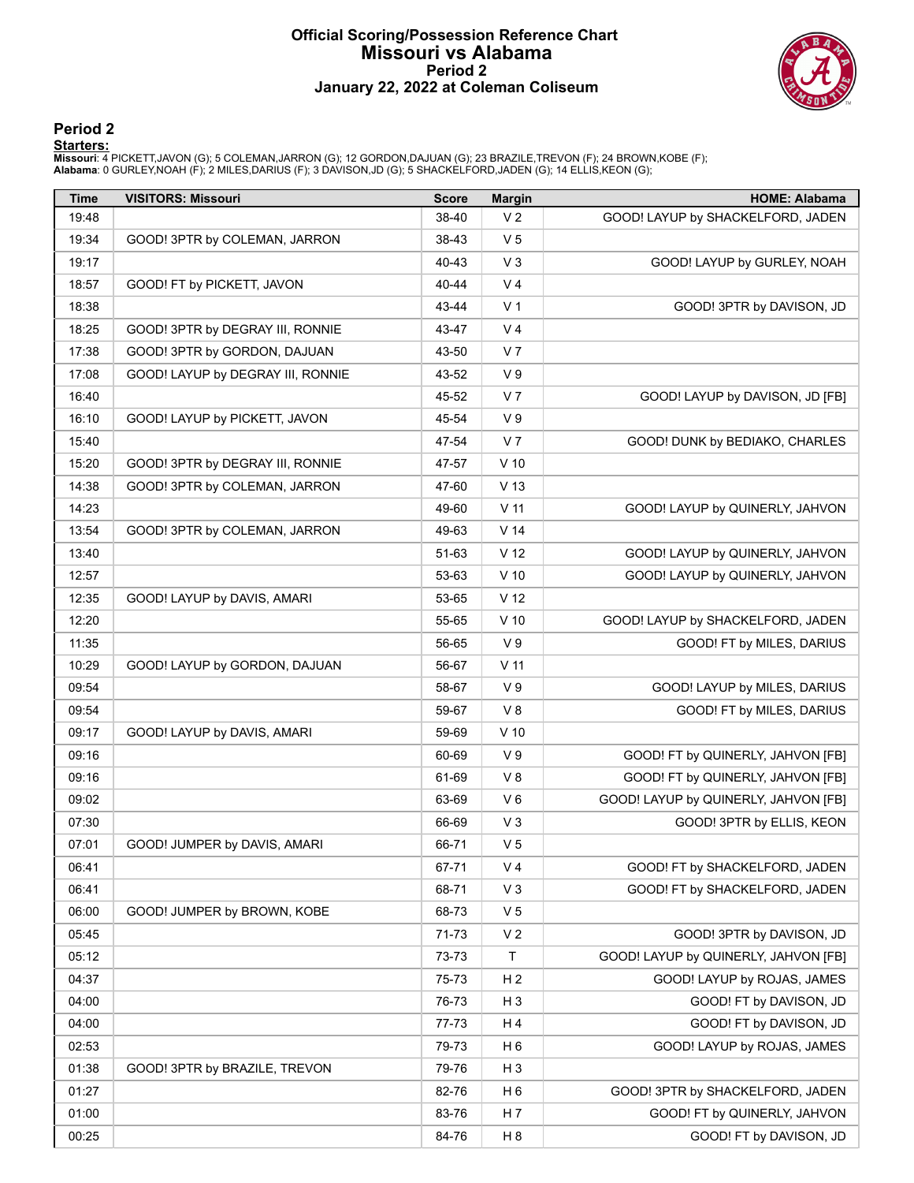# Official Scoring/Possession Reference Chart
## Missouri vs Alabama
### Period 2
### January 22, 2022 at Coleman Coliseum

## Period 2

**Starters:**

**Missouri**: 4 PICKETT,JAVON (G); 5 COLEMAN,JARRON (G); 12 GORDON,DAJUAN (G); 23 BRAZILE,TREVON (F); 24 BROWN,KOBE (F);
**Alabama**: 0 GURLEY,NOAH (F); 2 MILES,DARIUS (F); 3 DAVISON,JD (G); 5 SHACKELFORD,JADEN (G); 14 ELLIS,KEON (G);

| Time | VISITORS: Missouri | Score | Margin | HOME: Alabama |
|---|---|---|---|---|
| 19:48 | | 38-40 | V 2 | GOOD! LAYUP by SHACKELFORD, JADEN |
| 19:34 | GOOD! 3PTR by COLEMAN, JARRON | 38-43 | V 5 | |
| 19:17 | | 40-43 | V 3 | GOOD! LAYUP by GURLEY, NOAH |
| 18:57 | GOOD! FT by PICKETT, JAVON | 40-44 | V 4 | |
| 18:38 | | 43-44 | V 1 | GOOD! 3PTR by DAVISON, JD |
| 18:25 | GOOD! 3PTR by DEGRAY III, RONNIE | 43-47 | V 4 | |
| 17:38 | GOOD! 3PTR by GORDON, DAJUAN | 43-50 | V 7 | |
| 17:08 | GOOD! LAYUP by DEGRAY III, RONNIE | 43-52 | V 9 | |
| 16:40 | | 45-52 | V 7 | GOOD! LAYUP by DAVISON, JD [FB] |
| 16:10 | GOOD! LAYUP by PICKETT, JAVON | 45-54 | V 9 | |
| 15:40 | | 47-54 | V 7 | GOOD! DUNK by BEDIAKO, CHARLES |
| 15:20 | GOOD! 3PTR by DEGRAY III, RONNIE | 47-57 | V 10 | |
| 14:38 | GOOD! 3PTR by COLEMAN, JARRON | 47-60 | V 13 | |
| 14:23 | | 49-60 | V 11 | GOOD! LAYUP by QUINERLY, JAHVON |
| 13:54 | GOOD! 3PTR by COLEMAN, JARRON | 49-63 | V 14 | |
| 13:40 | | 51-63 | V 12 | GOOD! LAYUP by QUINERLY, JAHVON |
| 12:57 | | 53-63 | V 10 | GOOD! LAYUP by QUINERLY, JAHVON |
| 12:35 | GOOD! LAYUP by DAVIS, AMARI | 53-65 | V 12 | |
| 12:20 | | 55-65 | V 10 | GOOD! LAYUP by SHACKELFORD, JADEN |
| 11:35 | | 56-65 | V 9 | GOOD! FT by MILES, DARIUS |
| 10:29 | GOOD! LAYUP by GORDON, DAJUAN | 56-67 | V 11 | |
| 09:54 | | 58-67 | V 9 | GOOD! LAYUP by MILES, DARIUS |
| 09:54 | | 59-67 | V 8 | GOOD! FT by MILES, DARIUS |
| 09:17 | GOOD! LAYUP by DAVIS, AMARI | 59-69 | V 10 | |
| 09:16 | | 60-69 | V 9 | GOOD! FT by QUINERLY, JAHVON [FB] |
| 09:16 | | 61-69 | V 8 | GOOD! FT by QUINERLY, JAHVON [FB] |
| 09:02 | | 63-69 | V 6 | GOOD! LAYUP by QUINERLY, JAHVON [FB] |
| 07:30 | | 66-69 | V 3 | GOOD! 3PTR by ELLIS, KEON |
| 07:01 | GOOD! JUMPER by DAVIS, AMARI | 66-71 | V 5 | |
| 06:41 | | 67-71 | V 4 | GOOD! FT by SHACKELFORD, JADEN |
| 06:41 | | 68-71 | V 3 | GOOD! FT by SHACKELFORD, JADEN |
| 06:00 | GOOD! JUMPER by BROWN, KOBE | 68-73 | V 5 | |
| 05:45 | | 71-73 | V 2 | GOOD! 3PTR by DAVISON, JD |
| 05:12 | | 73-73 | T | GOOD! LAYUP by QUINERLY, JAHVON [FB] |
| 04:37 | | 75-73 | H 2 | GOOD! LAYUP by ROJAS, JAMES |
| 04:00 | | 76-73 | H 3 | GOOD! FT by DAVISON, JD |
| 04:00 | | 77-73 | H 4 | GOOD! FT by DAVISON, JD |
| 02:53 | | 79-73 | H 6 | GOOD! LAYUP by ROJAS, JAMES |
| 01:38 | GOOD! 3PTR by BRAZILE, TREVON | 79-76 | H 3 | |
| 01:27 | | 82-76 | H 6 | GOOD! 3PTR by SHACKELFORD, JADEN |
| 01:00 | | 83-76 | H 7 | GOOD! FT by QUINERLY, JAHVON |
| 00:25 | | 84-76 | H 8 | GOOD! FT by DAVISON, JD |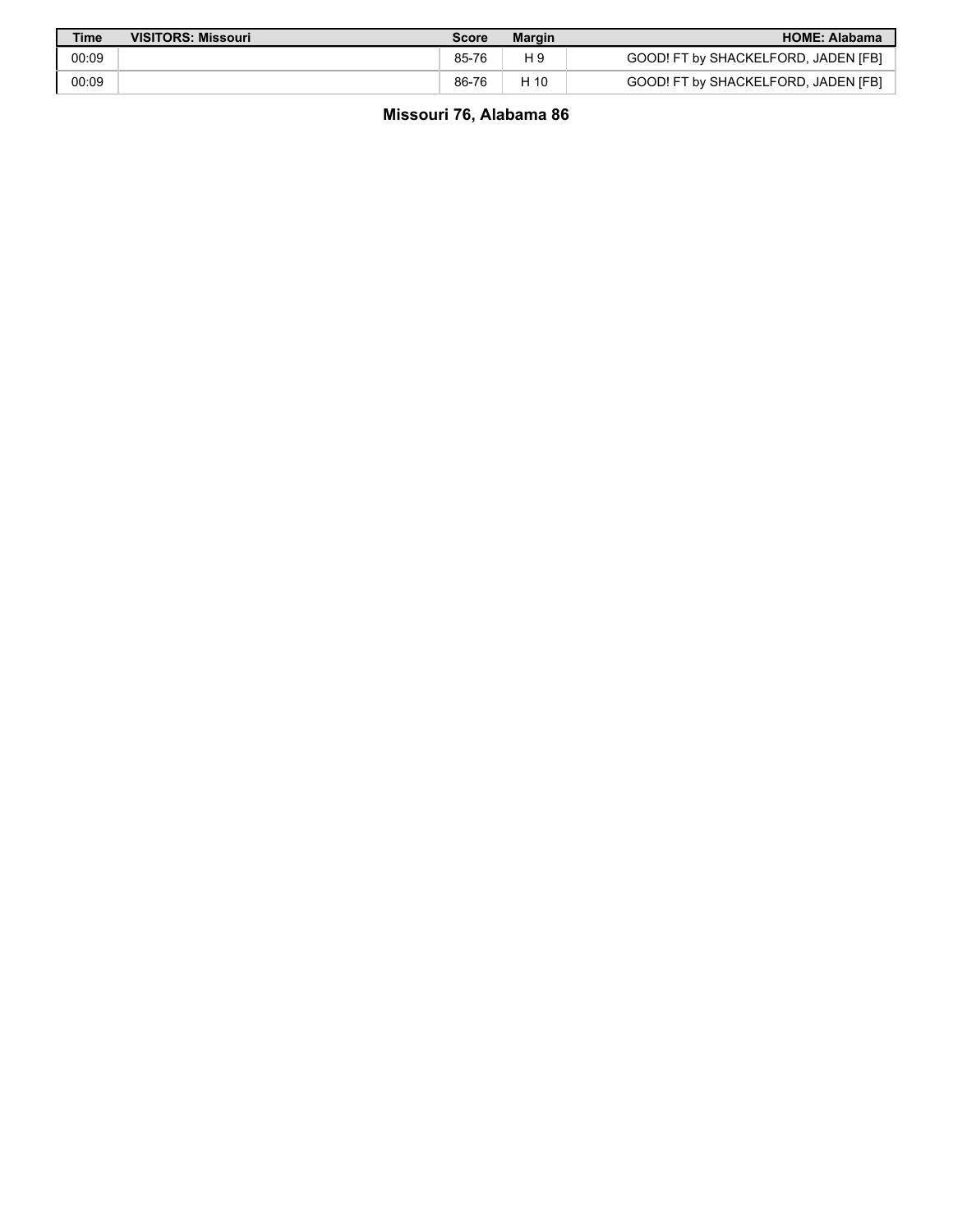| Time | VISITORS: Missouri | Score | Margin | HOME: Alabama |
| --- | --- | --- | --- | --- |
| 00:09 | | 85-76 | H 9 | GOOD! FT by SHACKELFORD, JADEN [FB] |
| 00:09 | | 86-76 | H 10 | GOOD! FT by SHACKELFORD, JADEN [FB] |

**Missouri 76, Alabama 86**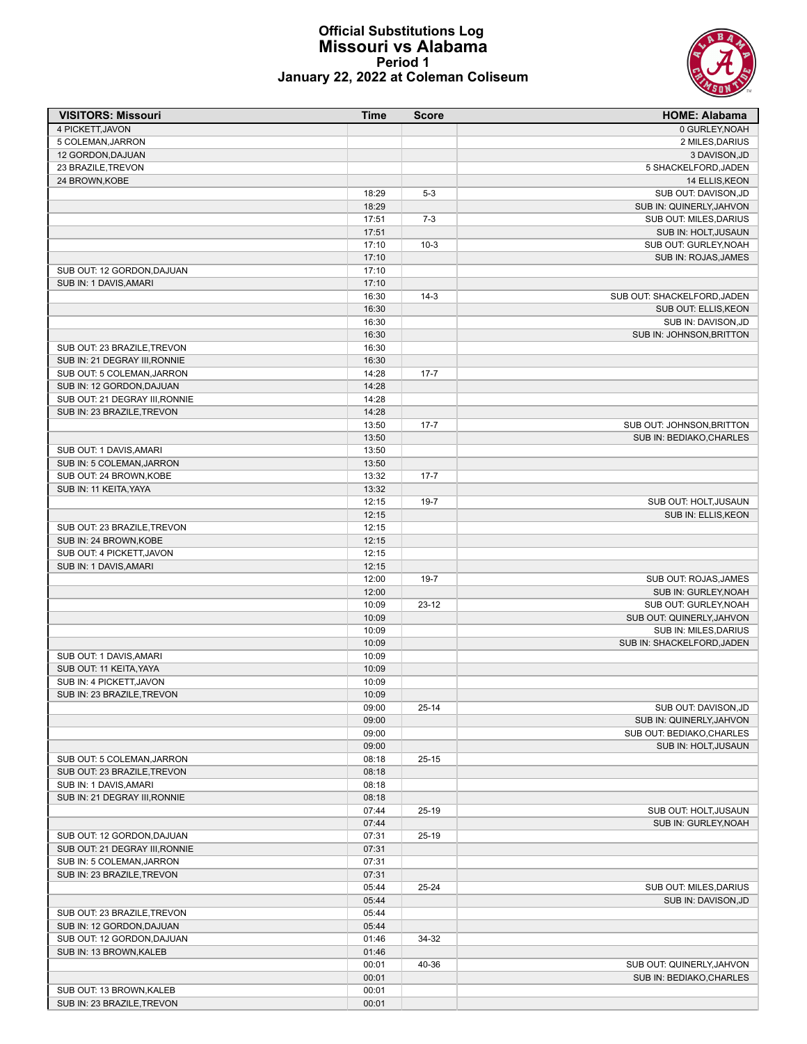# Official Substitutions Log
## Missouri vs Alabama
### Period 1
### January 22, 2022 at Coleman Coliseum

| VISITORS: Missouri | Time | Score | HOME: Alabama |
|---|---|---|---|
| 4 PICKETT,JAVON | | | 0 GURLEY,NOAH |
| 5 COLEMAN,JARRON | | | 2 MILES,DARIUS |
| 12 GORDON,DAJUAN | | | 3 DAVISON,JD |
| 23 BRAZILE,TREVON | | | 5 SHACKELFORD,JADEN |
| 24 BROWN,KOBE | | | 14 ELLIS,KEON |
| | 18:29 | 5-3 | SUB OUT: DAVISON,JD |
| | 18:29 | | SUB IN: QUINERLY,JAHVON |
| | 17:51 | 7-3 | SUB OUT: MILES,DARIUS |
| | 17:51 | | SUB IN: HOLT,JUSAUN |
| | 17:10 | 10-3 | SUB OUT: GURLEY,NOAH |
| | 17:10 | | SUB IN: ROJAS,JAMES |
| SUB OUT: 12 GORDON,DAJUAN | 17:10 | | |
| SUB IN: 1 DAVIS,AMARI | 17:10 | | |
| | 16:30 | 14-3 | SUB OUT: SHACKELFORD,JADEN |
| | 16:30 | | SUB OUT: ELLIS,KEON |
| | 16:30 | | SUB IN: DAVISON,JD |
| | 16:30 | | SUB IN: JOHNSON,BRITTON |
| SUB OUT: 23 BRAZILE,TREVON | 16:30 | | |
| SUB IN: 21 DEGRAY III,RONNIE | 16:30 | | |
| SUB OUT: 5 COLEMAN,JARRON | 14:28 | 17-7 | |
| SUB IN: 12 GORDON,DAJUAN | 14:28 | | |
| SUB OUT: 21 DEGRAY III,RONNIE | 14:28 | | |
| SUB IN: 23 BRAZILE,TREVON | 14:28 | | |
| | 13:50 | 17-7 | SUB OUT: JOHNSON,BRITTON |
| | 13:50 | | SUB IN: BEDIAKO,CHARLES |
| SUB OUT: 1 DAVIS,AMARI | 13:50 | | |
| SUB IN: 5 COLEMAN,JARRON | 13:50 | | |
| SUB OUT: 24 BROWN,KOBE | 13:32 | 17-7 | |
| SUB IN: 11 KEITA,YAYA | 13:32 | | |
| | 12:15 | 19-7 | SUB OUT: HOLT,JUSAUN |
| | 12:15 | | SUB IN: ELLIS,KEON |
| SUB OUT: 23 BRAZILE,TREVON | 12:15 | | |
| SUB IN: 24 BROWN,KOBE | 12:15 | | |
| SUB OUT: 4 PICKETT,JAVON | 12:15 | | |
| SUB IN: 1 DAVIS,AMARI | 12:15 | | |
| | 12:00 | 19-7 | SUB OUT: ROJAS,JAMES |
| | 12:00 | | SUB IN: GURLEY,NOAH |
| | 10:09 | 23-12 | SUB OUT: GURLEY,NOAH |
| | 10:09 | | SUB OUT: QUINERLY,JAHVON |
| | 10:09 | | SUB IN: MILES,DARIUS |
| | 10:09 | | SUB IN: SHACKELFORD,JADEN |
| SUB OUT: 1 DAVIS,AMARI | 10:09 | | |
| SUB OUT: 11 KEITA,YAYA | 10:09 | | |
| SUB IN: 4 PICKETT,JAVON | 10:09 | | |
| SUB IN: 23 BRAZILE,TREVON | 10:09 | | |
| | 09:00 | 25-14 | SUB OUT: DAVISON,JD |
| | 09:00 | | SUB IN: QUINERLY,JAHVON |
| | 09:00 | | SUB OUT: BEDIAKO,CHARLES |
| | 09:00 | | SUB IN: HOLT,JUSAUN |
| SUB OUT: 5 COLEMAN,JARRON | 08:18 | 25-15 | |
| SUB OUT: 23 BRAZILE,TREVON | 08:18 | | |
| SUB IN: 1 DAVIS,AMARI | 08:18 | | |
| SUB IN: 21 DEGRAY III,RONNIE | 08:18 | | |
| | 07:44 | 25-19 | SUB OUT: HOLT,JUSAUN |
| | 07:44 | | SUB IN: GURLEY,NOAH |
| SUB OUT: 12 GORDON,DAJUAN | 07:31 | 25-19 | |
| SUB OUT: 21 DEGRAY III,RONNIE | 07:31 | | |
| SUB IN: 5 COLEMAN,JARRON | 07:31 | | |
| SUB IN: 23 BRAZILE,TREVON | 07:31 | | |
| | 05:44 | 25-24 | SUB OUT: MILES,DARIUS |
| | 05:44 | | SUB IN: DAVISON,JD |
| SUB OUT: 23 BRAZILE,TREVON | 05:44 | | |
| SUB IN: 12 GORDON,DAJUAN | 05:44 | | |
| SUB OUT: 12 GORDON,DAJUAN | 01:46 | 34-32 | |
| SUB IN: 13 BROWN,KALEB | 01:46 | | |
| | 00:01 | 40-36 | SUB OUT: QUINERLY,JAHVON |
| | 00:01 | | SUB IN: BEDIAKO,CHARLES |
| SUB OUT: 13 BROWN,KALEB | 00:01 | | |
| SUB IN: 23 BRAZILE,TREVON | 00:01 | | |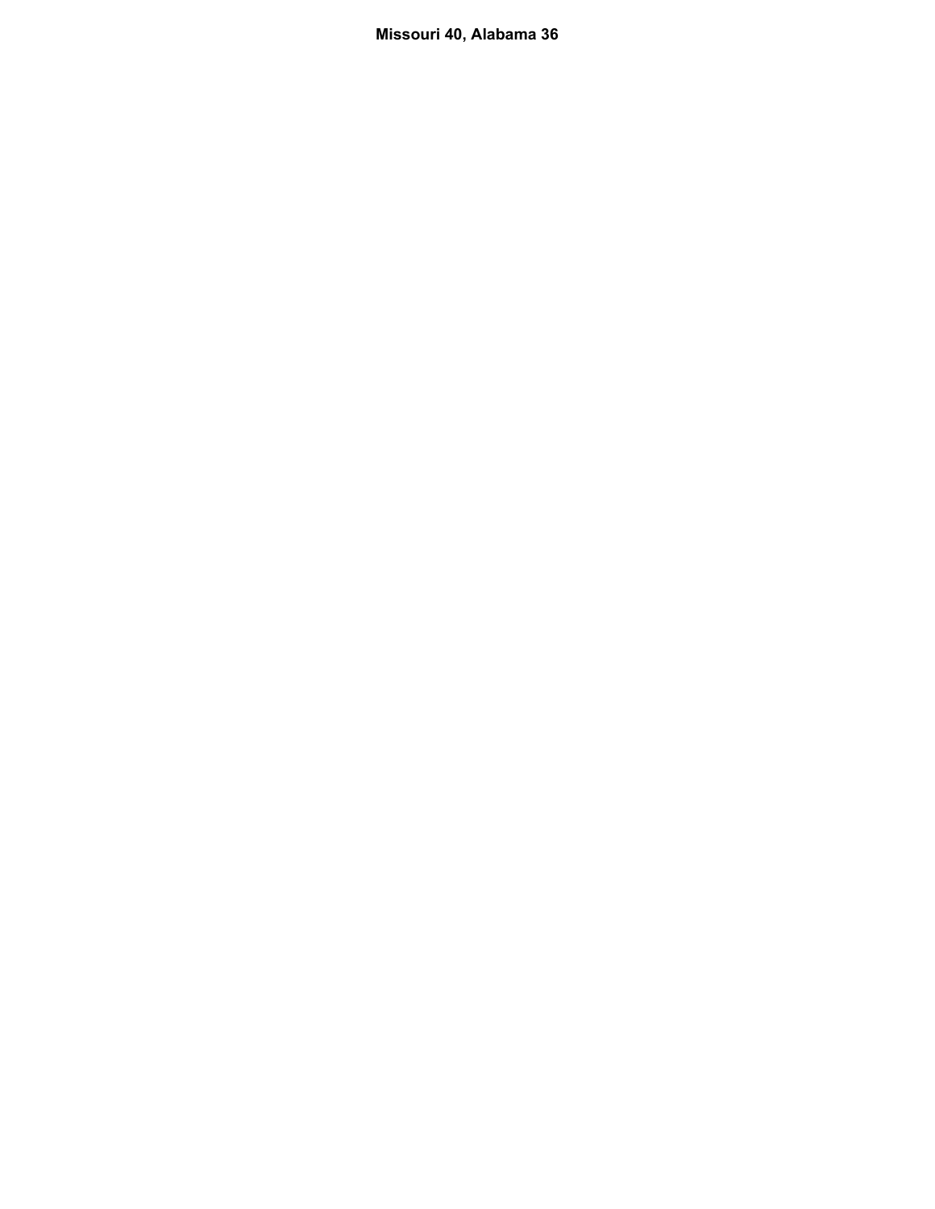**Missouri 40, Alabama 36**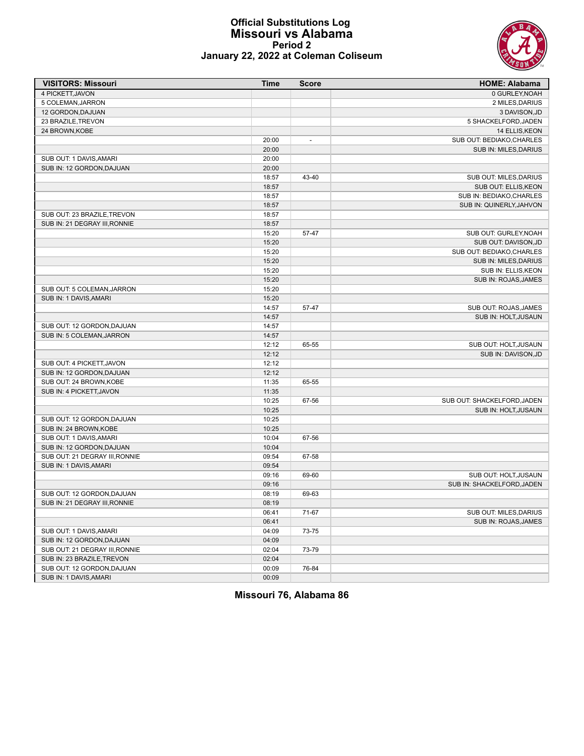# Official Substitutions Log
## Missouri vs Alabama
### Period 2
### January 22, 2022 at Coleman Coliseum

| VISITORS: Missouri | Time | Score | HOME: Alabama |
|---|---|---|---|
| 4 PICKETT,JAVON | | | 0 GURLEY,NOAH |
| 5 COLEMAN,JARRON | | | 2 MILES,DARIUS |
| 12 GORDON,DAJUAN | | | 3 DAVISON,JD |
| 23 BRAZILE,TREVON | | | 5 SHACKELFORD,JADEN |
| 24 BROWN,KOBE | | | 14 ELLIS,KEON |
| | 20:00 | - | SUB OUT: BEDIAKO,CHARLES |
| | 20:00 | | SUB IN: MILES,DARIUS |
| SUB OUT: 1 DAVIS,AMARI | 20:00 | | |
| SUB IN: 12 GORDON,DAJUAN | 20:00 | | |
| | 18:57 | 43-40 | SUB OUT: MILES,DARIUS |
| | 18:57 | | SUB OUT: ELLIS,KEON |
| | 18:57 | | SUB IN: BEDIAKO,CHARLES |
| | 18:57 | | SUB IN: QUINERLY,JAHVON |
| SUB OUT: 23 BRAZILE,TREVON | 18:57 | | |
| SUB IN: 21 DEGRAY III,RONNIE | 18:57 | | |
| | 15:20 | 57-47 | SUB OUT: GURLEY,NOAH |
| | 15:20 | | SUB OUT: DAVISON,JD |
| | 15:20 | | SUB OUT: BEDIAKO,CHARLES |
| | 15:20 | | SUB IN: MILES,DARIUS |
| | 15:20 | | SUB IN: ELLIS,KEON |
| | 15:20 | | SUB IN: ROJAS,JAMES |
| SUB OUT: 5 COLEMAN,JARRON | 15:20 | | |
| SUB IN: 1 DAVIS,AMARI | 15:20 | | |
| | 14:57 | 57-47 | SUB OUT: ROJAS,JAMES |
| | 14:57 | | SUB IN: HOLT,JUSAUN |
| SUB OUT: 12 GORDON,DAJUAN | 14:57 | | |
| SUB IN: 5 COLEMAN,JARRON | 14:57 | | |
| | 12:12 | 65-55 | SUB OUT: HOLT,JUSAUN |
| | 12:12 | | SUB IN: DAVISON,JD |
| SUB OUT: 4 PICKETT,JAVON | 12:12 | | |
| SUB IN: 12 GORDON,DAJUAN | 12:12 | | |
| SUB OUT: 24 BROWN,KOBE | 11:35 | 65-55 | |
| SUB IN: 4 PICKETT,JAVON | 11:35 | | |
| | 10:25 | 67-56 | SUB OUT: SHACKELFORD,JADEN |
| | 10:25 | | SUB IN: HOLT,JUSAUN |
| SUB OUT: 12 GORDON,DAJUAN | 10:25 | | |
| SUB IN: 24 BROWN,KOBE | 10:25 | | |
| SUB OUT: 1 DAVIS,AMARI | 10:04 | 67-56 | |
| SUB IN: 12 GORDON,DAJUAN | 10:04 | | |
| SUB OUT: 21 DEGRAY III,RONNIE | 09:54 | 67-58 | |
| SUB IN: 1 DAVIS,AMARI | 09:54 | | |
| | 09:16 | 69-60 | SUB OUT: HOLT,JUSAUN |
| | 09:16 | | SUB IN: SHACKELFORD,JADEN |
| SUB OUT: 12 GORDON,DAJUAN | 08:19 | 69-63 | |
| SUB IN: 21 DEGRAY III,RONNIE | 08:19 | | |
| | 06:41 | 71-67 | SUB OUT: MILES,DARIUS |
| | 06:41 | | SUB IN: ROJAS,JAMES |
| SUB OUT: 1 DAVIS,AMARI | 04:09 | 73-75 | |
| SUB IN: 12 GORDON,DAJUAN | 04:09 | | |
| SUB OUT: 21 DEGRAY III,RONNIE | 02:04 | 73-79 | |
| SUB IN: 23 BRAZILE,TREVON | 02:04 | | |
| SUB OUT: 12 GORDON,DAJUAN | 00:09 | 76-84 | |
| SUB IN: 1 DAVIS,AMARI | 00:09 | | |

**Missouri 76, Alabama 86**